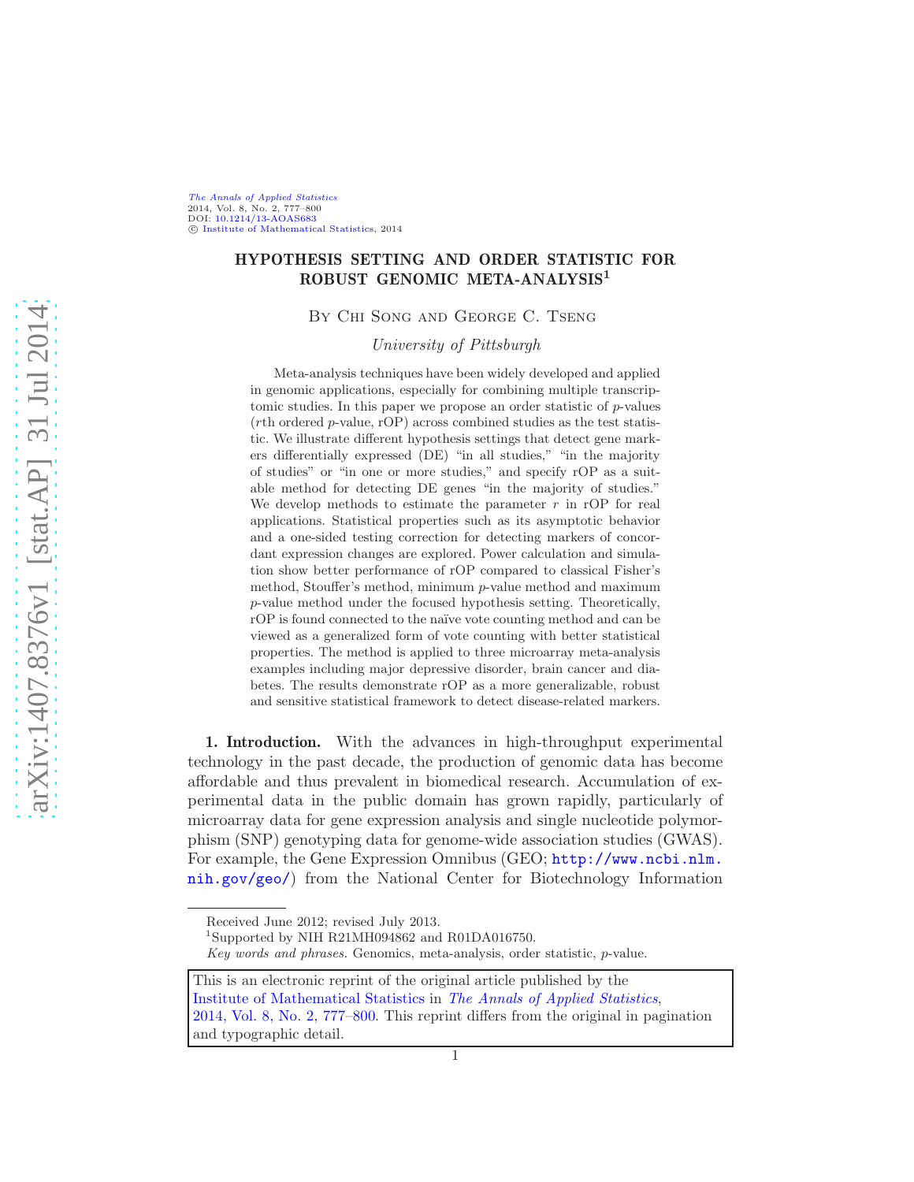# HYPOTHESIS SETTING AND ORDER STATISTIC FOR ROBUST GENOMIC META-ANALYSIS[1]

By Chi Song and George C. Tseng

*University of Pittsburgh*

Meta-analysis techniques have been widely developed and applied in genomic applications, especially for combining multiple transcriptomic studies. In this paper we propose an order statistic of $p$-values ($r$th ordered $p$-value, rOP) across combined studies as the test statistic. We illustrate different hypothesis settings that detect gene markers differentially expressed (DE) "in all studies," "in the majority of studies" or "in one or more studies," and specify rOP as a suitable method for detecting DE genes "in the majority of studies." We develop methods to estimate the parameter $r$ in rOP for real applications. Statistical properties such as its asymptotic behavior and a one-sided testing correction for detecting markers of concordant expression changes are explored. Power calculation and simulation show better performance of rOP compared to classical Fisher's method, Stouffer's method, minimum $p$-value method and maximum $p$-value method under the focused hypothesis setting. Theoretically, rOP is found connected to the naïve vote counting method and can be viewed as a generalized form of vote counting with better statistical properties. The method is applied to three microarray meta-analysis examples including major depressive disorder, brain cancer and diabetes. The results demonstrate rOP as a more generalizable, robust and sensitive statistical framework to detect disease-related markers.

**1. Introduction.** With the advances in high-throughput experimental technology in the past decade, the production of genomic data has become affordable and thus prevalent in biomedical research. Accumulation of experimental data in the public domain has grown rapidly, particularly of microarray data for gene expression analysis and single nucleotide polymorphism (SNP) genotyping data for genome-wide association studies (GWAS). For example, the Gene Expression Omnibus (GEO; http://www.ncbi.nlm.nih.gov/geo/) from the National Center for Biotechnology Information

---

Received June 2012; revised July 2013.

[1]Supported by NIH R21MH094862 and R01DA016750.

*Key words and phrases.* Genomics, meta-analysis, order statistic, $p$-value.

This is an electronic reprint of the original article published by the Institute of Mathematical Statistics in *The Annals of Applied Statistics*, 2014, Vol. 8, No. 2, 777–800. This reprint differs from the original in pagination and typographic detail.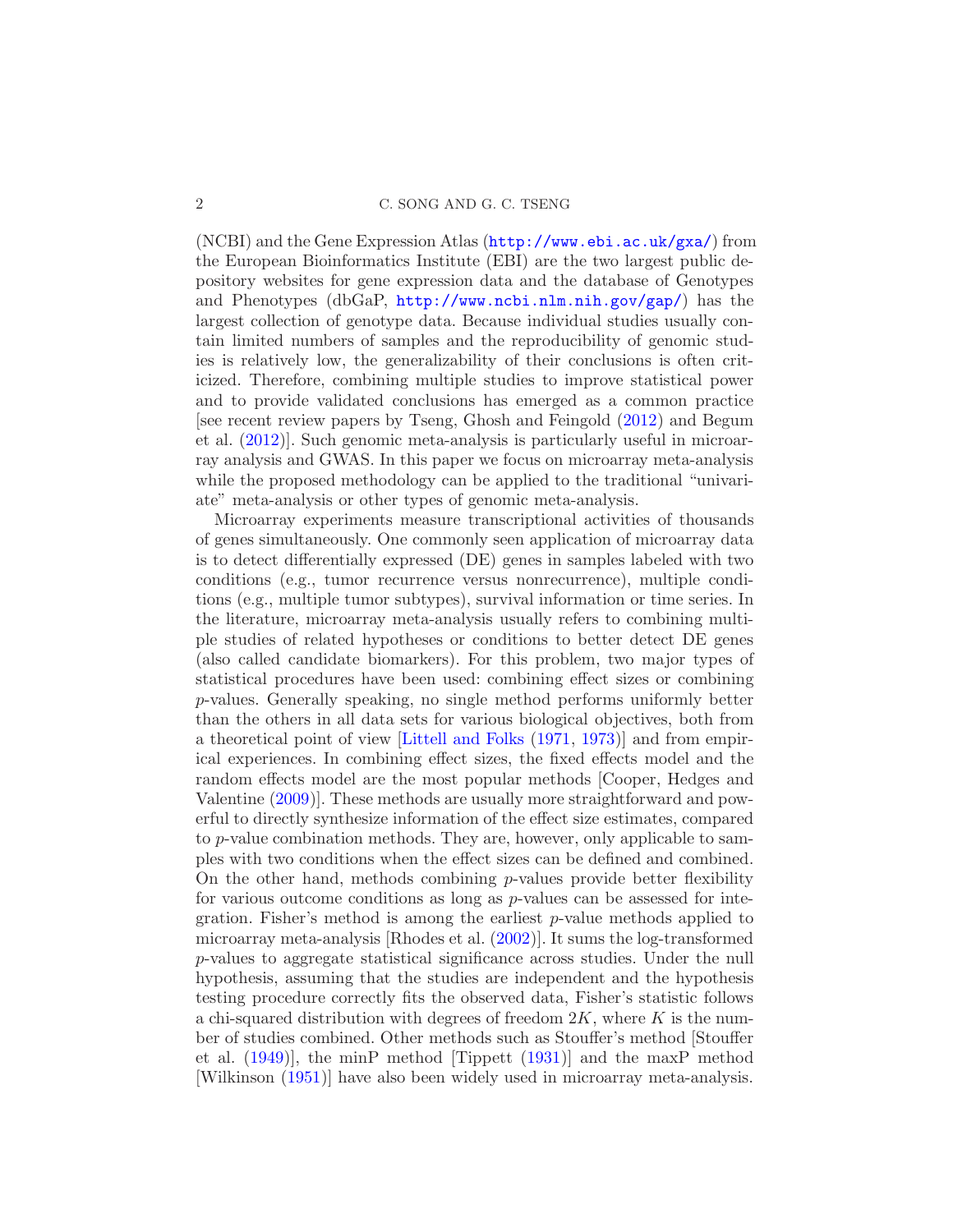(NCBI) and the Gene Expression Atlas (http://www.ebi.ac.uk/gxa/) from the European Bioinformatics Institute (EBI) are the two largest public depository websites for gene expression data and the database of Genotypes and Phenotypes (dbGaP, http://www.ncbi.nlm.nih.gov/gap/) has the largest collection of genotype data. Because individual studies usually contain limited numbers of samples and the reproducibility of genomic studies is relatively low, the generalizability of their conclusions is often criticized. Therefore, combining multiple studies to improve statistical power and to provide validated conclusions has emerged as a common practice [see recent review papers by Tseng, Ghosh and Feingold (2012) and Begum et al. (2012)]. Such genomic meta-analysis is particularly useful in microarray analysis and GWAS. In this paper we focus on microarray meta-analysis while the proposed methodology can be applied to the traditional "univariate" meta-analysis or other types of genomic meta-analysis.

Microarray experiments measure transcriptional activities of thousands of genes simultaneously. One commonly seen application of microarray data is to detect differentially expressed (DE) genes in samples labeled with two conditions (e.g., tumor recurrence versus nonrecurrence), multiple conditions (e.g., multiple tumor subtypes), survival information or time series. In the literature, microarray meta-analysis usually refers to combining multiple studies of related hypotheses or conditions to better detect DE genes (also called candidate biomarkers). For this problem, two major types of statistical procedures have been used: combining effect sizes or combining $p$-values. Generally speaking, no single method performs uniformly better than the others in all data sets for various biological objectives, both from a theoretical point of view [Littell and Folks (1971, 1973)] and from empirical experiences. In combining effect sizes, the fixed effects model and the random effects model are the most popular methods [Cooper, Hedges and Valentine (2009)]. These methods are usually more straightforward and powerful to directly synthesize information of the effect size estimates, compared to $p$-value combination methods. They are, however, only applicable to samples with two conditions when the effect sizes can be defined and combined. On the other hand, methods combining $p$-values provide better flexibility for various outcome conditions as long as $p$-values can be assessed for integration. Fisher's method is among the earliest $p$-value methods applied to microarray meta-analysis [Rhodes et al. (2002)]. It sums the log-transformed $p$-values to aggregate statistical significance across studies. Under the null hypothesis, assuming that the studies are independent and the hypothesis testing procedure correctly fits the observed data, Fisher's statistic follows a chi-squared distribution with degrees of freedom $2K$, where $K$ is the number of studies combined. Other methods such as Stouffer's method [Stouffer et al. (1949)], the minP method [Tippett (1931)] and the maxP method [Wilkinson (1951)] have also been widely used in microarray meta-analysis.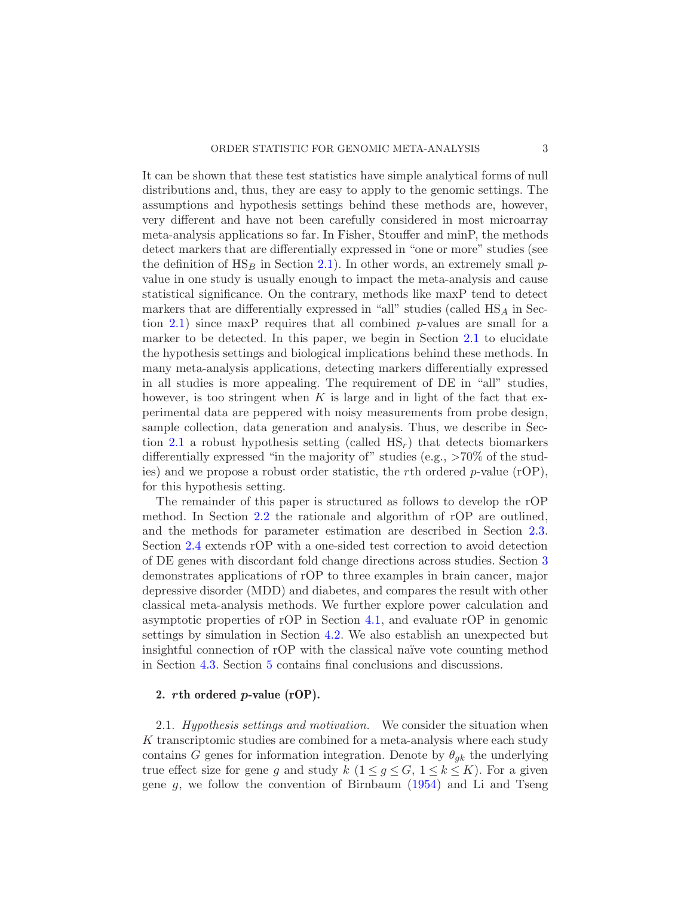It can be shown that these test statistics have simple analytical forms of null distributions and, thus, they are easy to apply to the genomic settings. The assumptions and hypothesis settings behind these methods are, however, very different and have not been carefully considered in most microarray meta-analysis applications so far. In Fisher, Stouffer and minP, the methods detect markers that are differentially expressed in "one or more" studies (see the definition of $\text{HS}_B$ in Section 2.1). In other words, an extremely small $p$-value in one study is usually enough to impact the meta-analysis and cause statistical significance. On the contrary, methods like maxP tend to detect markers that are differentially expressed in "all" studies (called $\text{HS}_A$ in Section 2.1) since maxP requires that all combined $p$-values are small for a marker to be detected. In this paper, we begin in Section 2.1 to elucidate the hypothesis settings and biological implications behind these methods. In many meta-analysis applications, detecting markers differentially expressed in all studies is more appealing. The requirement of DE in "all" studies, however, is too stringent when $K$ is large and in light of the fact that experimental data are peppered with noisy measurements from probe design, sample collection, data generation and analysis. Thus, we describe in Section 2.1 a robust hypothesis setting (called $\text{HS}_r$) that detects biomarkers differentially expressed "in the majority of" studies (e.g., >70% of the studies) and we propose a robust order statistic, the $r$th ordered $p$-value (rOP), for this hypothesis setting.

The remainder of this paper is structured as follows to develop the rOP method. In Section 2.2 the rationale and algorithm of rOP are outlined, and the methods for parameter estimation are described in Section 2.3. Section 2.4 extends rOP with a one-sided test correction to avoid detection of DE genes with discordant fold change directions across studies. Section 3 demonstrates applications of rOP to three examples in brain cancer, major depressive disorder (MDD) and diabetes, and compares the result with other classical meta-analysis methods. We further explore power calculation and asymptotic properties of rOP in Section 4.1, and evaluate rOP in genomic settings by simulation in Section 4.2. We also establish an unexpected but insightful connection of rOP with the classical naïve vote counting method in Section 4.3. Section 5 contains final conclusions and discussions.

## 2. $r$th ordered $p$-value (rOP).

2.1. *Hypothesis settings and motivation.* We consider the situation when $K$ transcriptomic studies are combined for a meta-analysis where each study contains $G$ genes for information integration. Denote by $\theta_{gk}$ the underlying true effect size for gene $g$ and study $k$ ($1 \le g \le G$, $1 \le k \le K$). For a given gene $g$, we follow the convention of Birnbaum (1954) and Li and Tseng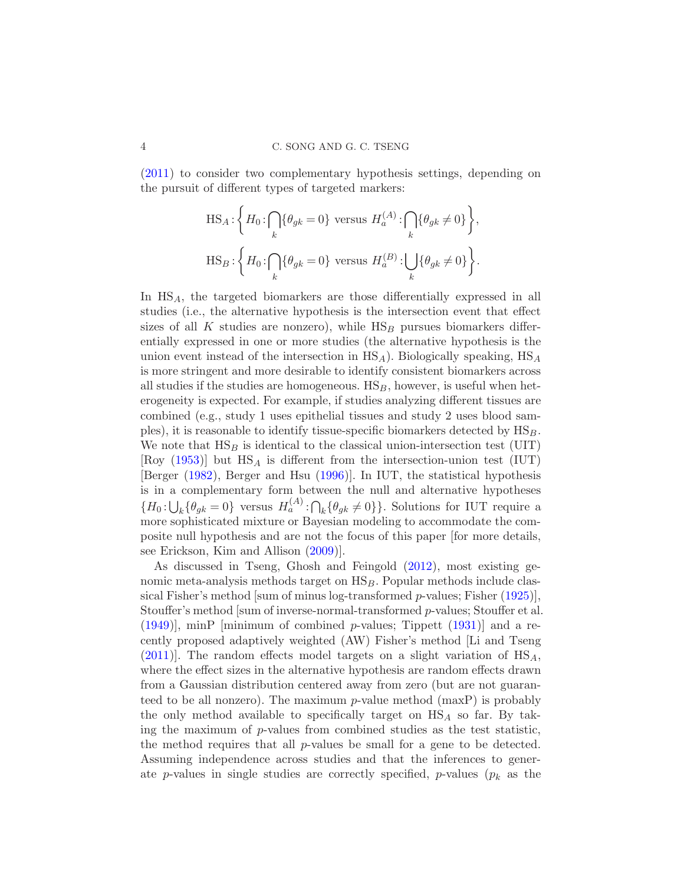(2011) to consider two complementary hypothesis settings, depending on the pursuit of different types of targeted markers:

$$\mathrm{HS}_A : \left\{ H_0 : \bigcap_k \{\theta_{gk} = 0\} \text{ versus } H_a^{(A)} : \bigcap_k \{\theta_{gk} \neq 0\} \right\},$$

$$\mathrm{HS}_B : \left\{ H_0 : \bigcap_k \{\theta_{gk} = 0\} \text{ versus } H_a^{(B)} : \bigcup_k \{\theta_{gk} \neq 0\} \right\}.$$

In $\mathrm{HS}_A$, the targeted biomarkers are those differentially expressed in all studies (i.e., the alternative hypothesis is the intersection event that effect sizes of all $K$ studies are nonzero), while $\mathrm{HS}_B$ pursues biomarkers differentially expressed in one or more studies (the alternative hypothesis is the union event instead of the intersection in $\mathrm{HS}_A$). Biologically speaking, $\mathrm{HS}_A$ is more stringent and more desirable to identify consistent biomarkers across all studies if the studies are homogeneous. $\mathrm{HS}_B$, however, is useful when heterogeneity is expected. For example, if studies analyzing different tissues are combined (e.g., study 1 uses epithelial tissues and study 2 uses blood samples), it is reasonable to identify tissue-specific biomarkers detected by $\mathrm{HS}_B$. We note that $\mathrm{HS}_B$ is identical to the classical union-intersection test (UIT) [Roy (1953)] but $\mathrm{HS}_A$ is different from the intersection-union test (IUT) [Berger (1982), Berger and Hsu (1996)]. In IUT, the statistical hypothesis is in a complementary form between the null and alternative hypotheses $\{H_0 : \bigcup_k \{\theta_{gk} = 0\}$ versus $H_a^{(A)} : \bigcap_k \{\theta_{gk} \neq 0\}\}$. Solutions for IUT require a more sophisticated mixture or Bayesian modeling to accommodate the composite null hypothesis and are not the focus of this paper [for more details, see Erickson, Kim and Allison (2009)].

As discussed in Tseng, Ghosh and Feingold (2012), most existing genomic meta-analysis methods target on $\mathrm{HS}_B$. Popular methods include classical Fisher's method [sum of minus log-transformed $p$-values; Fisher (1925)], Stouffer's method [sum of inverse-normal-transformed $p$-values; Stouffer et al. (1949)], minP [minimum of combined $p$-values; Tippett (1931)] and a recently proposed adaptively weighted (AW) Fisher's method [Li and Tseng (2011)]. The random effects model targets on a slight variation of $\mathrm{HS}_A$, where the effect sizes in the alternative hypothesis are random effects drawn from a Gaussian distribution centered away from zero (but are not guaranteed to be all nonzero). The maximum $p$-value method (maxP) is probably the only method available to specifically target on $\mathrm{HS}_A$ so far. By taking the maximum of $p$-values from combined studies as the test statistic, the method requires that all $p$-values be small for a gene to be detected. Assuming independence across studies and that the inferences to generate $p$-values in single studies are correctly specified, $p$-values ($p_k$ as the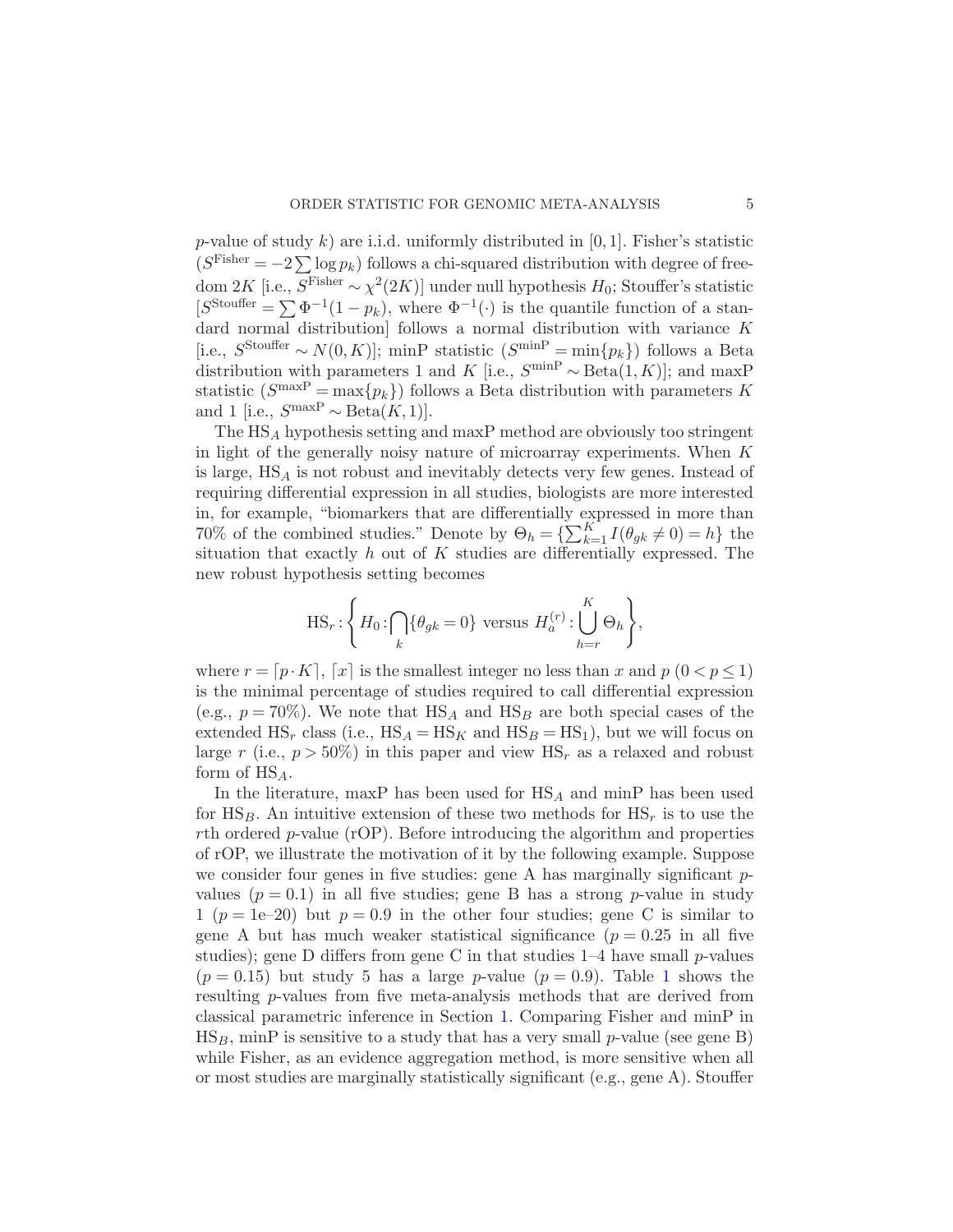$p$-value of study $k$) are i.i.d. uniformly distributed in $[0, 1]$. Fisher's statistic ($S^{\text{Fisher}} = -2\sum \log p_k$) follows a chi-squared distribution with degree of freedom $2K$ [i.e., $S^{\text{Fisher}} \sim \chi^2(2K)$] under null hypothesis $H_0$; Stouffer's statistic [$S^{\text{Stouffer}} = \sum \Phi^{-1}(1 - p_k)$, where $\Phi^{-1}(\cdot)$ is the quantile function of a standard normal distribution] follows a normal distribution with variance $K$ [i.e., $S^{\text{Stouffer}} \sim N(0, K)$]; minP statistic ($S^{\text{minP}} = \min\{p_k\}$) follows a Beta distribution with parameters 1 and $K$ [i.e., $S^{\text{minP}} \sim \text{Beta}(1, K)$]; and maxP statistic ($S^{\text{maxP}} = \max\{p_k\}$) follows a Beta distribution with parameters $K$ and 1 [i.e., $S^{\text{maxP}} \sim \text{Beta}(K, 1)$].

The $\text{HS}_A$ hypothesis setting and maxP method are obviously too stringent in light of the generally noisy nature of microarray experiments. When $K$ is large, $\text{HS}_A$ is not robust and inevitably detects very few genes. Instead of requiring differential expression in all studies, biologists are more interested in, for example, "biomarkers that are differentially expressed in more than 70% of the combined studies." Denote by $\Theta_h = \{\sum_{k=1}^{K} I(\theta_{gk} \neq 0) = h\}$ the situation that exactly $h$ out of $K$ studies are differentially expressed. The new robust hypothesis setting becomes

$$\text{HS}_r : \left\{ H_0 : \bigcap_k \{\theta_{gk} = 0\} \text{ versus } H_a^{(r)} : \bigcup_{h=r}^{K} \Theta_h \right\},$$

where $r = \lceil p \cdot K \rceil$, $\lceil x \rceil$ is the smallest integer no less than $x$ and $p$ ($0 < p \leq 1$) is the minimal percentage of studies required to call differential expression (e.g., $p = 70\%$). We note that $\text{HS}_A$ and $\text{HS}_B$ are both special cases of the extended $\text{HS}_r$ class (i.e., $\text{HS}_A = \text{HS}_K$ and $\text{HS}_B = \text{HS}_1$), but we will focus on large $r$ (i.e., $p > 50\%$) in this paper and view $\text{HS}_r$ as a relaxed and robust form of $\text{HS}_A$.

In the literature, maxP has been used for $\text{HS}_A$ and minP has been used for $\text{HS}_B$. An intuitive extension of these two methods for $\text{HS}_r$ is to use the $r$th ordered $p$-value (rOP). Before introducing the algorithm and properties of rOP, we illustrate the motivation of it by the following example. Suppose we consider four genes in five studies: gene A has marginally significant $p$-values ($p = 0.1$) in all five studies; gene B has a strong $p$-value in study 1 ($p = 1\text{e–}20$) but $p = 0.9$ in the other four studies; gene C is similar to gene A but has much weaker statistical significance ($p = 0.25$ in all five studies); gene D differs from gene C in that studies 1–4 have small $p$-values ($p = 0.15$) but study 5 has a large $p$-value ($p = 0.9$). Table 1 shows the resulting $p$-values from five meta-analysis methods that are derived from classical parametric inference in Section 1. Comparing Fisher and minP in $\text{HS}_B$, minP is sensitive to a study that has a very small $p$-value (see gene B) while Fisher, as an evidence aggregation method, is more sensitive when all or most studies are marginally statistically significant (e.g., gene A). Stouffer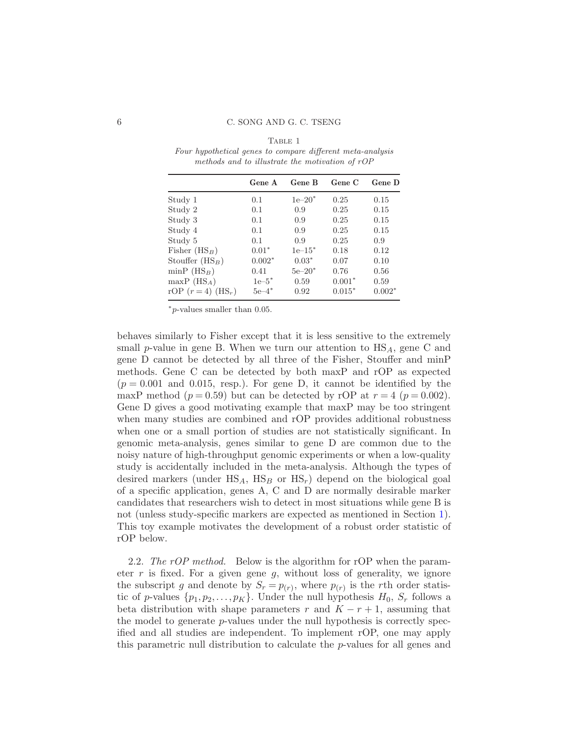TABLE 1

*Four hypothetical genes to compare different meta-analysis methods and to illustrate the motivation of rOP*

| | **Gene A** | **Gene B** | **Gene C** | **Gene D** |
|---|---|---|---|---|
| Study 1 | 0.1 | 1e–20* | 0.25 | 0.15 |
| Study 2 | 0.1 | 0.9 | 0.25 | 0.15 |
| Study 3 | 0.1 | 0.9 | 0.25 | 0.15 |
| Study 4 | 0.1 | 0.9 | 0.25 | 0.15 |
| Study 5 | 0.1 | 0.9 | 0.25 | 0.9 |
| Fisher ($HS_B$) | 0.01* | 1e–15* | 0.18 | 0.12 |
| Stouffer ($HS_B$) | 0.002* | 0.03* | 0.07 | 0.10 |
| minP ($HS_B$) | 0.41 | 5e–20* | 0.76 | 0.56 |
| maxP ($HS_A$) | 1e–5* | 0.59 | 0.001* | 0.59 |
| rOP ($r = 4$) ($HS_r$) | 5e–4* | 0.92 | 0.015* | 0.002* |

*$p$-values smaller than 0.05.

behaves similarly to Fisher except that it is less sensitive to the extremely small $p$-value in gene B. When we turn our attention to $HS_A$, gene C and gene D cannot be detected by all three of the Fisher, Stouffer and minP methods. Gene C can be detected by both maxP and rOP as expected ($p = 0.001$ and 0.015, resp.). For gene D, it cannot be identified by the maxP method ($p = 0.59$) but can be detected by rOP at $r = 4$ ($p = 0.002$). Gene D gives a good motivating example that maxP may be too stringent when many studies are combined and rOP provides additional robustness when one or a small portion of studies are not statistically significant. In genomic meta-analysis, genes similar to gene D are common due to the noisy nature of high-throughput genomic experiments or when a low-quality study is accidentally included in the meta-analysis. Although the types of desired markers (under $HS_A$, $HS_B$ or $HS_r$) depend on the biological goal of a specific application, genes A, C and D are normally desirable marker candidates that researchers wish to detect in most situations while gene B is not (unless study-specific markers are expected as mentioned in Section 1). This toy example motivates the development of a robust order statistic of rOP below.

2.2. *The rOP method.* Below is the algorithm for rOP when the parameter $r$ is fixed. For a given gene $g$, without loss of generality, we ignore the subscript $g$ and denote by $S_r = p_{(r)}$, where $p_{(r)}$ is the $r$th order statistic of $p$-values $\{p_1, p_2, \ldots, p_K\}$. Under the null hypothesis $H_0$, $S_r$ follows a beta distribution with shape parameters $r$ and $K - r + 1$, assuming that the model to generate $p$-values under the null hypothesis is correctly specified and all studies are independent. To implement rOP, one may apply this parametric null distribution to calculate the $p$-values for all genes and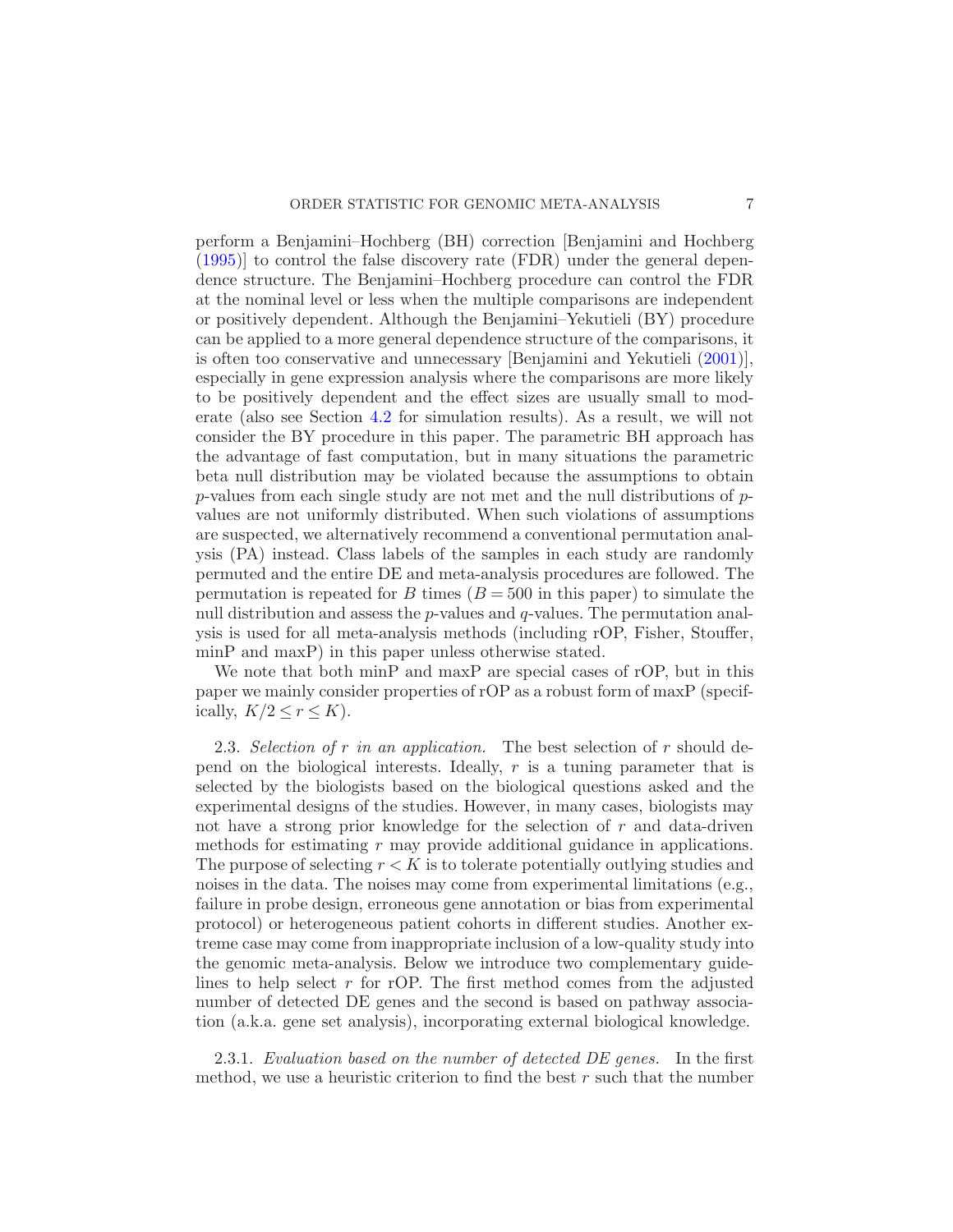perform a Benjamini–Hochberg (BH) correction [Benjamini and Hochberg (1995)] to control the false discovery rate (FDR) under the general dependence structure. The Benjamini–Hochberg procedure can control the FDR at the nominal level or less when the multiple comparisons are independent or positively dependent. Although the Benjamini–Yekutieli (BY) procedure can be applied to a more general dependence structure of the comparisons, it is often too conservative and unnecessary [Benjamini and Yekutieli (2001)], especially in gene expression analysis where the comparisons are more likely to be positively dependent and the effect sizes are usually small to moderate (also see Section 4.2 for simulation results). As a result, we will not consider the BY procedure in this paper. The parametric BH approach has the advantage of fast computation, but in many situations the parametric beta null distribution may be violated because the assumptions to obtain $p$-values from each single study are not met and the null distributions of $p$-values are not uniformly distributed. When such violations of assumptions are suspected, we alternatively recommend a conventional permutation analysis (PA) instead. Class labels of the samples in each study are randomly permuted and the entire DE and meta-analysis procedures are followed. The permutation is repeated for $B$ times ($B = 500$ in this paper) to simulate the null distribution and assess the $p$-values and $q$-values. The permutation analysis is used for all meta-analysis methods (including rOP, Fisher, Stouffer, minP and maxP) in this paper unless otherwise stated.

We note that both minP and maxP are special cases of rOP, but in this paper we mainly consider properties of rOP as a robust form of maxP (specifically, $K/2 \leq r \leq K$).

### 2.3. *Selection of $r$ in an application.*

The best selection of $r$ should depend on the biological interests. Ideally, $r$ is a tuning parameter that is selected by the biologists based on the biological questions asked and the experimental designs of the studies. However, in many cases, biologists may not have a strong prior knowledge for the selection of $r$ and data-driven methods for estimating $r$ may provide additional guidance in applications. The purpose of selecting $r < K$ is to tolerate potentially outlying studies and noises in the data. The noises may come from experimental limitations (e.g., failure in probe design, erroneous gene annotation or bias from experimental protocol) or heterogeneous patient cohorts in different studies. Another extreme case may come from inappropriate inclusion of a low-quality study into the genomic meta-analysis. Below we introduce two complementary guidelines to help select $r$ for rOP. The first method comes from the adjusted number of detected DE genes and the second is based on pathway association (a.k.a. gene set analysis), incorporating external biological knowledge.

#### 2.3.1. *Evaluation based on the number of detected DE genes.*

In the first method, we use a heuristic criterion to find the best $r$ such that the number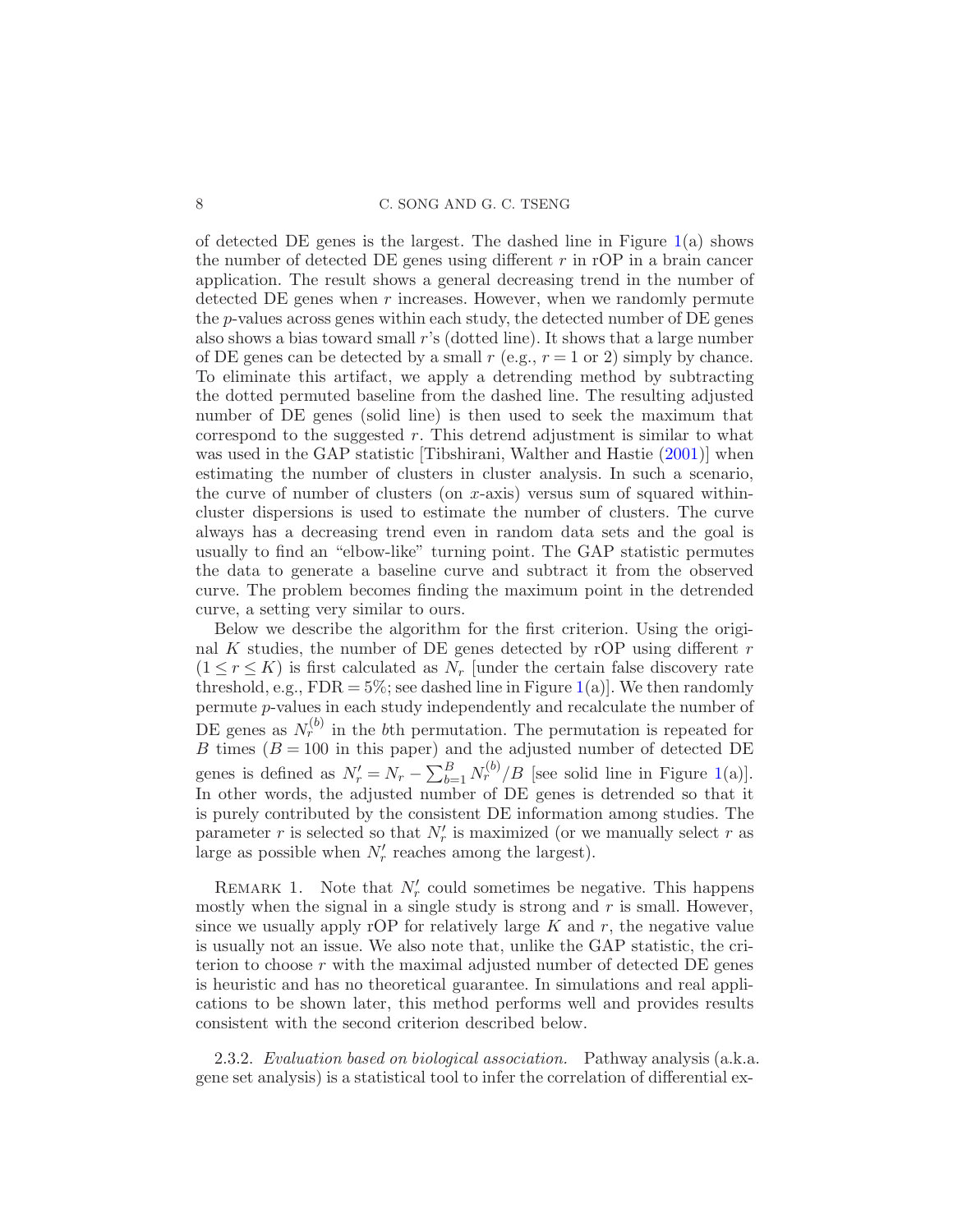of detected DE genes is the largest. The dashed line in Figure 1(a) shows the number of detected DE genes using different $r$ in rOP in a brain cancer application. The result shows a general decreasing trend in the number of detected DE genes when $r$ increases. However, when we randomly permute the $p$-values across genes within each study, the detected number of DE genes also shows a bias toward small $r$'s (dotted line). It shows that a large number of DE genes can be detected by a small $r$ (e.g., $r = 1$ or 2) simply by chance. To eliminate this artifact, we apply a detrending method by subtracting the dotted permuted baseline from the dashed line. The resulting adjusted number of DE genes (solid line) is then used to seek the maximum that correspond to the suggested $r$. This detrend adjustment is similar to what was used in the GAP statistic [Tibshirani, Walther and Hastie (2001)] when estimating the number of clusters in cluster analysis. In such a scenario, the curve of number of clusters (on $x$-axis) versus sum of squared within-cluster dispersions is used to estimate the number of clusters. The curve always has a decreasing trend even in random data sets and the goal is usually to find an "elbow-like" turning point. The GAP statistic permutes the data to generate a baseline curve and subtract it from the observed curve. The problem becomes finding the maximum point in the detrended curve, a setting very similar to ours.

Below we describe the algorithm for the first criterion. Using the original $K$ studies, the number of DE genes detected by rOP using different $r$ ($1 \leq r \leq K$) is first calculated as $N_r$ [under the certain false discovery rate threshold, e.g., FDR $= 5\%$; see dashed line in Figure 1(a)]. We then randomly permute $p$-values in each study independently and recalculate the number of DE genes as $N_r^{(b)}$ in the $b$th permutation. The permutation is repeated for $B$ times ($B = 100$ in this paper) and the adjusted number of detected DE genes is defined as $N'_r = N_r - \sum_{b=1}^{B} N_r^{(b)}/B$ [see solid line in Figure 1(a)]. In other words, the adjusted number of DE genes is detrended so that it is purely contributed by the consistent DE information among studies. The parameter $r$ is selected so that $N'_r$ is maximized (or we manually select $r$ as large as possible when $N'_r$ reaches among the largest).

Remark 1. Note that $N'_r$ could sometimes be negative. This happens mostly when the signal in a single study is strong and $r$ is small. However, since we usually apply rOP for relatively large $K$ and $r$, the negative value is usually not an issue. We also note that, unlike the GAP statistic, the criterion to choose $r$ with the maximal adjusted number of detected DE genes is heuristic and has no theoretical guarantee. In simulations and real applications to be shown later, this method performs well and provides results consistent with the second criterion described below.

2.3.2. *Evaluation based on biological association.* Pathway analysis (a.k.a. gene set analysis) is a statistical tool to infer the correlation of differential ex-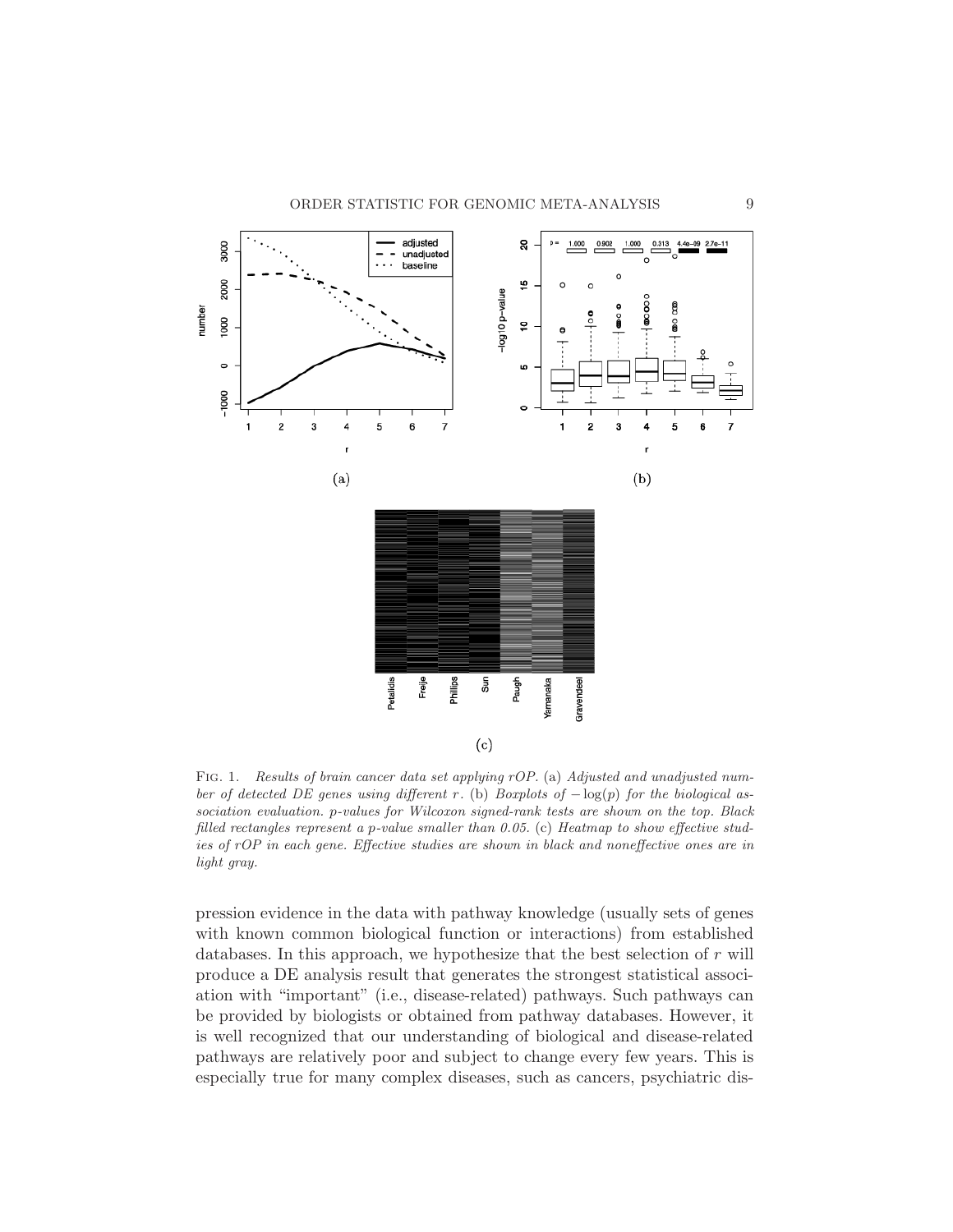Fig. 1. *Results of brain cancer data set applying rOP.* (a) *Adjusted and unadjusted number of detected DE genes using different* $r$. (b) *Boxplots of* $-\log(p)$ *for the biological association evaluation. p-values for Wilcoxon signed-rank tests are shown on the top. Black filled rectangles represent a p-value smaller than 0.05.* (c) *Heatmap to show effective studies of rOP in each gene. Effective studies are shown in black and noneffective ones are in light gray.*

pression evidence in the data with pathway knowledge (usually sets of genes with known common biological function or interactions) from established databases. In this approach, we hypothesize that the best selection of $r$ will produce a DE analysis result that generates the strongest statistical association with "important" (i.e., disease-related) pathways. Such pathways can be provided by biologists or obtained from pathway databases. However, it is well recognized that our understanding of biological and disease-related pathways are relatively poor and subject to change every few years. This is especially true for many complex diseases, such as cancers, psychiatric dis-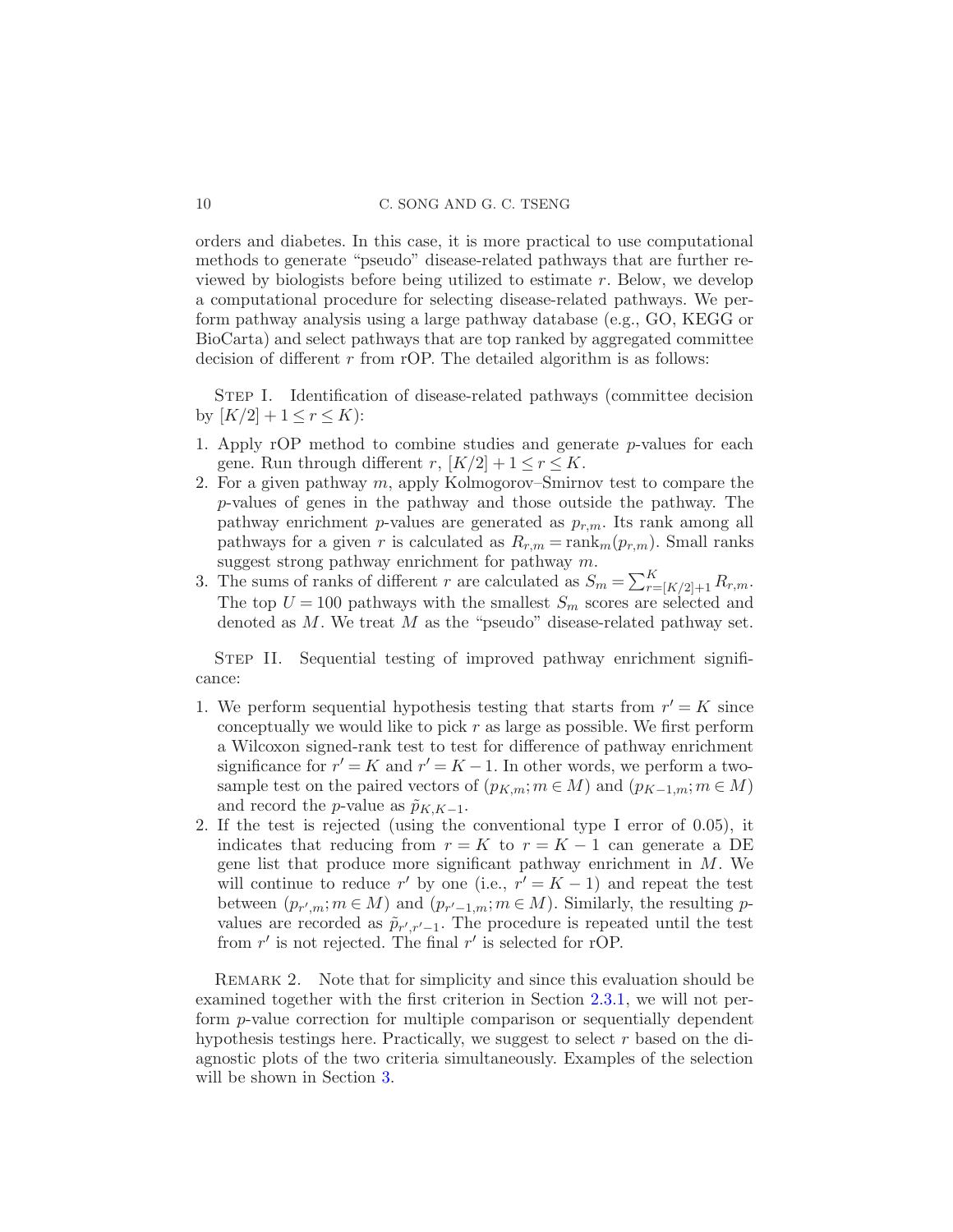orders and diabetes. In this case, it is more practical to use computational methods to generate "pseudo" disease-related pathways that are further reviewed by biologists before being utilized to estimate $r$. Below, we develop a computational procedure for selecting disease-related pathways. We perform pathway analysis using a large pathway database (e.g., GO, KEGG or BioCarta) and select pathways that are top ranked by aggregated committee decision of different $r$ from rOP. The detailed algorithm is as follows:

STEP I. Identification of disease-related pathways (committee decision by $[K/2]+1 \le r \le K$):

1. Apply rOP method to combine studies and generate $p$-values for each gene. Run through different $r$, $[K/2]+1 \le r \le K$.
2. For a given pathway $m$, apply Kolmogorov–Smirnov test to compare the $p$-values of genes in the pathway and those outside the pathway. The pathway enrichment $p$-values are generated as $p_{r,m}$. Its rank among all pathways for a given $r$ is calculated as $R_{r,m} = \mathrm{rank}_m(p_{r,m})$. Small ranks suggest strong pathway enrichment for pathway $m$.
3. The sums of ranks of different $r$ are calculated as $S_m = \sum_{r=[K/2]+1}^{K} R_{r,m}$. The top $U = 100$ pathways with the smallest $S_m$ scores are selected and denoted as $M$. We treat $M$ as the "pseudo" disease-related pathway set.

STEP II. Sequential testing of improved pathway enrichment significance:

1. We perform sequential hypothesis testing that starts from $r' = K$ since conceptually we would like to pick $r$ as large as possible. We first perform a Wilcoxon signed-rank test to test for difference of pathway enrichment significance for $r' = K$ and $r' = K - 1$. In other words, we perform a two-sample test on the paired vectors of $(p_{K,m}; m \in M)$ and $(p_{K-1,m}; m \in M)$ and record the $p$-value as $\tilde{p}_{K,K-1}$.
2. If the test is rejected (using the conventional type I error of 0.05), it indicates that reducing from $r = K$ to $r = K - 1$ can generate a DE gene list that produce more significant pathway enrichment in $M$. We will continue to reduce $r'$ by one (i.e., $r' = K - 1$) and repeat the test between $(p_{r',m}; m \in M)$ and $(p_{r'-1,m}; m \in M)$. Similarly, the resulting $p$-values are recorded as $\tilde{p}_{r',r'-1}$. The procedure is repeated until the test from $r'$ is not rejected. The final $r'$ is selected for rOP.

REMARK 2. Note that for simplicity and since this evaluation should be examined together with the first criterion in Section 2.3.1, we will not perform $p$-value correction for multiple comparison or sequentially dependent hypothesis testings here. Practically, we suggest to select $r$ based on the diagnostic plots of the two criteria simultaneously. Examples of the selection will be shown in Section 3.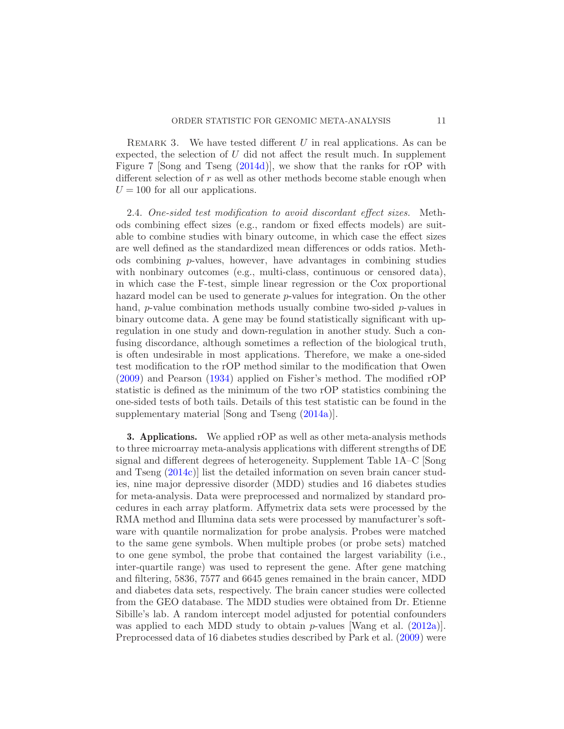Remark 3. We have tested different $U$ in real applications. As can be expected, the selection of $U$ did not affect the result much. In supplement Figure 7 [Song and Tseng (2014d)], we show that the ranks for rOP with different selection of $r$ as well as other methods become stable enough when $U = 100$ for all our applications.

2.4. *One-sided test modification to avoid discordant effect sizes.* Methods combining effect sizes (e.g., random or fixed effects models) are suitable to combine studies with binary outcome, in which case the effect sizes are well defined as the standardized mean differences or odds ratios. Methods combining $p$-values, however, have advantages in combining studies with nonbinary outcomes (e.g., multi-class, continuous or censored data), in which case the F-test, simple linear regression or the Cox proportional hazard model can be used to generate $p$-values for integration. On the other hand, $p$-value combination methods usually combine two-sided $p$-values in binary outcome data. A gene may be found statistically significant with up-regulation in one study and down-regulation in another study. Such a confusing discordance, although sometimes a reflection of the biological truth, is often undesirable in most applications. Therefore, we make a one-sided test modification to the rOP method similar to the modification that Owen (2009) and Pearson (1934) applied on Fisher's method. The modified rOP statistic is defined as the minimum of the two rOP statistics combining the one-sided tests of both tails. Details of this test statistic can be found in the supplementary material [Song and Tseng (2014a)].

## 3. Applications.

We applied rOP as well as other meta-analysis methods to three microarray meta-analysis applications with different strengths of DE signal and different degrees of heterogeneity. Supplement Table 1A–C [Song and Tseng (2014c)] list the detailed information on seven brain cancer studies, nine major depressive disorder (MDD) studies and 16 diabetes studies for meta-analysis. Data were preprocessed and normalized by standard procedures in each array platform. Affymetrix data sets were processed by the RMA method and Illumina data sets were processed by manufacturer's software with quantile normalization for probe analysis. Probes were matched to the same gene symbols. When multiple probes (or probe sets) matched to one gene symbol, the probe that contained the largest variability (i.e., inter-quartile range) was used to represent the gene. After gene matching and filtering, 5836, 7577 and 6645 genes remained in the brain cancer, MDD and diabetes data sets, respectively. The brain cancer studies were collected from the GEO database. The MDD studies were obtained from Dr. Etienne Sibille's lab. A random intercept model adjusted for potential confounders was applied to each MDD study to obtain $p$-values [Wang et al. (2012a)]. Preprocessed data of 16 diabetes studies described by Park et al. (2009) were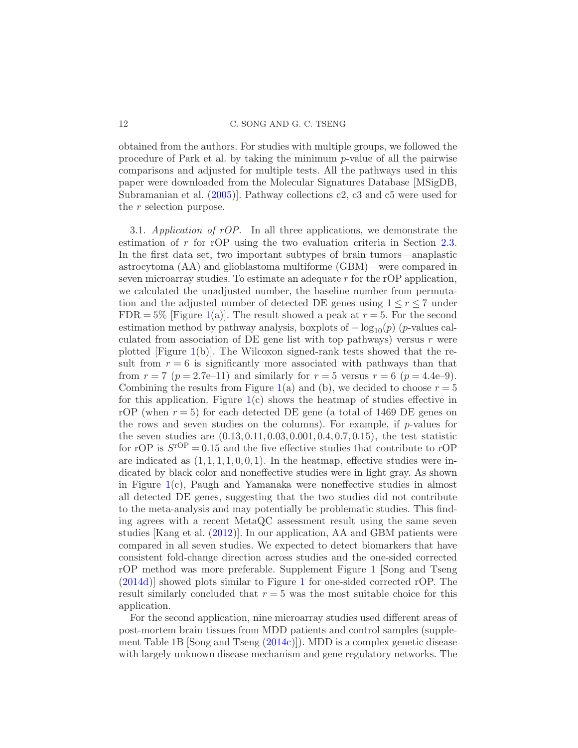obtained from the authors. For studies with multiple groups, we followed the procedure of Park et al. by taking the minimum $p$-value of all the pairwise comparisons and adjusted for multiple tests. All the pathways used in this paper were downloaded from the Molecular Signatures Database [MSigDB, Subramanian et al. (2005)]. Pathway collections c2, c3 and c5 were used for the $r$ selection purpose.

3.1. *Application of rOP.* In all three applications, we demonstrate the estimation of $r$ for rOP using the two evaluation criteria in Section 2.3. In the first data set, two important subtypes of brain tumors—anaplastic astrocytoma (AA) and glioblastoma multiforme (GBM)—were compared in seven microarray studies. To estimate an adequate $r$ for the rOP application, we calculated the unadjusted number, the baseline number from permutation and the adjusted number of detected DE genes using $1 \le r \le 7$ under $\mathrm{FDR} = 5\%$ [Figure 1(a)]. The result showed a peak at $r = 5$. For the second estimation method by pathway analysis, boxplots of $-\log_{10}(p)$ ($p$-values calculated from association of DE gene list with top pathways) versus $r$ were plotted [Figure 1(b)]. The Wilcoxon signed-rank tests showed that the result from $r = 6$ is significantly more associated with pathways than that from $r = 7$ ($p = 2.7$e–11) and similarly for $r = 5$ versus $r = 6$ ($p = 4.4$e–9). Combining the results from Figure 1(a) and (b), we decided to choose $r = 5$ for this application. Figure 1(c) shows the heatmap of studies effective in rOP (when $r = 5$) for each detected DE gene (a total of 1469 DE genes on the rows and seven studies on the columns). For example, if $p$-values for the seven studies are $(0.13, 0.11, 0.03, 0.001, 0.4, 0.7, 0.15)$, the test statistic for rOP is $S^{\mathrm{rOP}} = 0.15$ and the five effective studies that contribute to rOP are indicated as $(1, 1, 1, 1, 0, 0, 1)$. In the heatmap, effective studies were indicated by black color and noneffective studies were in light gray. As shown in Figure 1(c), Paugh and Yamanaka were noneffective studies in almost all detected DE genes, suggesting that the two studies did not contribute to the meta-analysis and may potentially be problematic studies. This finding agrees with a recent MetaQC assessment result using the same seven studies [Kang et al. (2012)]. In our application, AA and GBM patients were compared in all seven studies. We expected to detect biomarkers that have consistent fold-change direction across studies and the one-sided corrected rOP method was more preferable. Supplement Figure 1 [Song and Tseng (2014d)] showed plots similar to Figure 1 for one-sided corrected rOP. The result similarly concluded that $r = 5$ was the most suitable choice for this application.

For the second application, nine microarray studies used different areas of post-mortem brain tissues from MDD patients and control samples (supplement Table 1B [Song and Tseng (2014c)]). MDD is a complex genetic disease with largely unknown disease mechanism and gene regulatory networks. The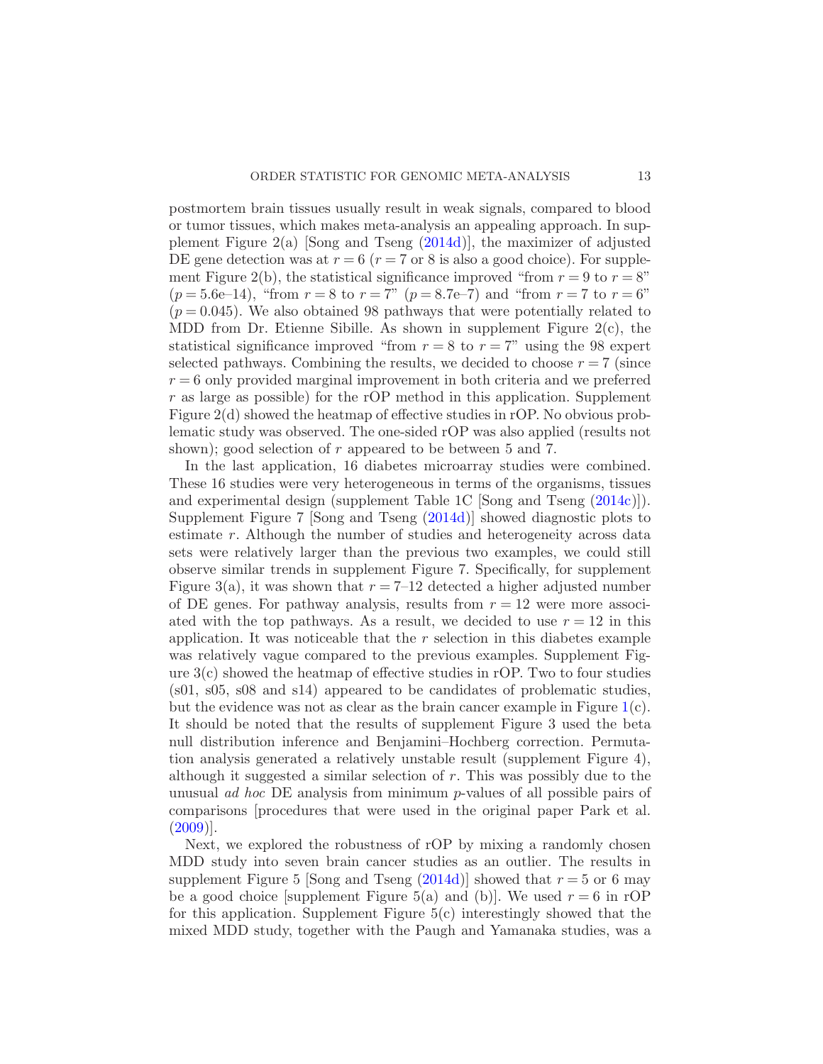postmortem brain tissues usually result in weak signals, compared to blood or tumor tissues, which makes meta-analysis an appealing approach. In supplement Figure 2(a) [Song and Tseng (2014d)], the maximizer of adjusted DE gene detection was at $r = 6$ ($r = 7$ or 8 is also a good choice). For supplement Figure 2(b), the statistical significance improved "from $r = 9$ to $r = 8$" ($p = 5.6\text{e–}14$), "from $r = 8$ to $r = 7$" ($p = 8.7\text{e–}7$) and "from $r = 7$ to $r = 6$" ($p = 0.045$). We also obtained 98 pathways that were potentially related to MDD from Dr. Etienne Sibille. As shown in supplement Figure 2(c), the statistical significance improved "from $r = 8$ to $r = 7$" using the 98 expert selected pathways. Combining the results, we decided to choose $r = 7$ (since $r = 6$ only provided marginal improvement in both criteria and we preferred $r$ as large as possible) for the rOP method in this application. Supplement Figure 2(d) showed the heatmap of effective studies in rOP. No obvious problematic study was observed. The one-sided rOP was also applied (results not shown); good selection of $r$ appeared to be between 5 and 7.

In the last application, 16 diabetes microarray studies were combined. These 16 studies were very heterogeneous in terms of the organisms, tissues and experimental design (supplement Table 1C [Song and Tseng (2014c)]). Supplement Figure 7 [Song and Tseng (2014d)] showed diagnostic plots to estimate $r$. Although the number of studies and heterogeneity across data sets were relatively larger than the previous two examples, we could still observe similar trends in supplement Figure 7. Specifically, for supplement Figure 3(a), it was shown that $r = 7$–$12$ detected a higher adjusted number of DE genes. For pathway analysis, results from $r = 12$ were more associated with the top pathways. As a result, we decided to use $r = 12$ in this application. It was noticeable that the $r$ selection in this diabetes example was relatively vague compared to the previous examples. Supplement Figure 3(c) showed the heatmap of effective studies in rOP. Two to four studies (s01, s05, s08 and s14) appeared to be candidates of problematic studies, but the evidence was not as clear as the brain cancer example in Figure 1(c). It should be noted that the results of supplement Figure 3 used the beta null distribution inference and Benjamini–Hochberg correction. Permutation analysis generated a relatively unstable result (supplement Figure 4), although it suggested a similar selection of $r$. This was possibly due to the unusual *ad hoc* DE analysis from minimum $p$-values of all possible pairs of comparisons [procedures that were used in the original paper Park et al. (2009)].

Next, we explored the robustness of rOP by mixing a randomly chosen MDD study into seven brain cancer studies as an outlier. The results in supplement Figure 5 [Song and Tseng (2014d)] showed that $r = 5$ or 6 may be a good choice [supplement Figure 5(a) and (b)]. We used $r = 6$ in rOP for this application. Supplement Figure 5(c) interestingly showed that the mixed MDD study, together with the Paugh and Yamanaka studies, was a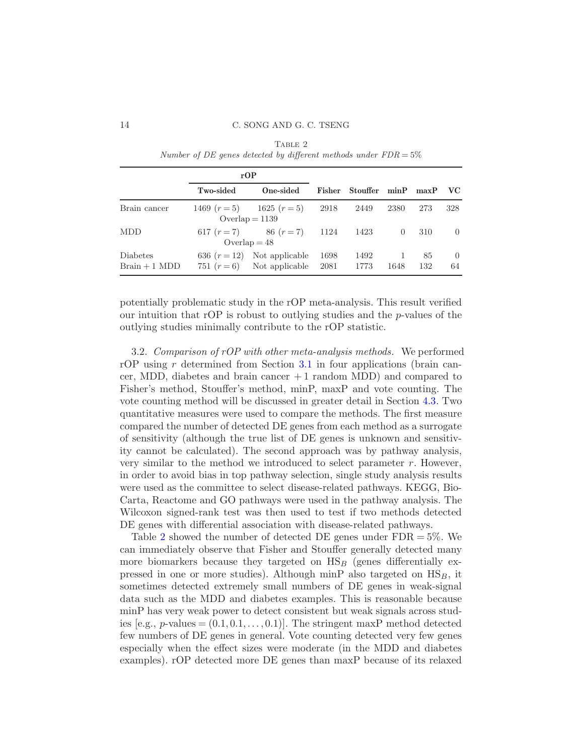Table 2
*Number of DE genes detected by different methods under FDR = 5%*

| | rOP | | Fisher | Stouffer | minP | maxP | VC |
|---|---|---|---|---|---|---|---|
| | **Two-sided** | **One-sided** | | | | | |
| Brain cancer | 1469 ($r = 5$) | 1625 ($r = 5$) | 2918 | 2449 | 2380 | 273 | 328 |
| | Overlap = 1139 | | | | | | |
| MDD | 617 ($r = 7$) | 86 ($r = 7$) | 1124 | 1423 | 0 | 310 | 0 |
| | Overlap = 48 | | | | | | |
| Diabetes | 636 ($r = 12$) | Not applicable | 1698 | 1492 | 1 | 85 | 0 |
| Brain + 1 MDD | 751 ($r = 6$) | Not applicable | 2081 | 1773 | 1648 | 132 | 64 |

potentially problematic study in the rOP meta-analysis. This result verified our intuition that rOP is robust to outlying studies and the $p$-values of the outlying studies minimally contribute to the rOP statistic.

3.2. *Comparison of rOP with other meta-analysis methods.* We performed rOP using $r$ determined from Section 3.1 in four applications (brain cancer, MDD, diabetes and brain cancer + 1 random MDD) and compared to Fisher's method, Stouffer's method, minP, maxP and vote counting. The vote counting method will be discussed in greater detail in Section 4.3. Two quantitative measures were used to compare the methods. The first measure compared the number of detected DE genes from each method as a surrogate of sensitivity (although the true list of DE genes is unknown and sensitivity cannot be calculated). The second approach was by pathway analysis, very similar to the method we introduced to select parameter $r$. However, in order to avoid bias in top pathway selection, single study analysis results were used as the committee to select disease-related pathways. KEGG, BioCarta, Reactome and GO pathways were used in the pathway analysis. The Wilcoxon signed-rank test was then used to test if two methods detected DE genes with differential association with disease-related pathways.

Table 2 showed the number of detected DE genes under FDR = 5%. We can immediately observe that Fisher and Stouffer generally detected many more biomarkers because they targeted on $\mathrm{HS}_B$ (genes differentially expressed in one or more studies). Although minP also targeted on $\mathrm{HS}_B$, it sometimes detected extremely small numbers of DE genes in weak-signal data such as the MDD and diabetes examples. This is reasonable because minP has very weak power to detect consistent but weak signals across studies [e.g., $p$-values = $(0.1, 0.1, \ldots, 0.1)$]. The stringent maxP method detected few numbers of DE genes in general. Vote counting detected very few genes especially when the effect sizes were moderate (in the MDD and diabetes examples). rOP detected more DE genes than maxP because of its relaxed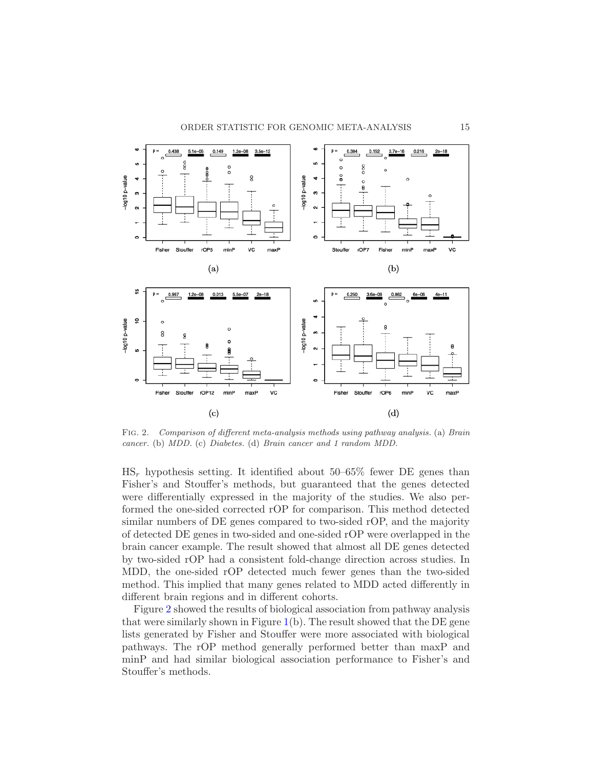Fig. 2. *Comparison of different meta-analysis methods using pathway analysis.* (a) *Brain cancer.* (b) *MDD.* (c) *Diabetes.* (d) *Brain cancer and 1 random MDD.*

$\mathrm{HS}_r$ hypothesis setting. It identified about 50–65% fewer DE genes than Fisher's and Stouffer's methods, but guaranteed that the genes detected were differentially expressed in the majority of the studies. We also performed the one-sided corrected rOP for comparison. This method detected similar numbers of DE genes compared to two-sided rOP, and the majority of detected DE genes in two-sided and one-sided rOP were overlapped in the brain cancer example. The result showed that almost all DE genes detected by two-sided rOP had a consistent fold-change direction across studies. In MDD, the one-sided rOP detected much fewer genes than the two-sided method. This implied that many genes related to MDD acted differently in different brain regions and in different cohorts.

Figure 2 showed the results of biological association from pathway analysis that were similarly shown in Figure 1(b). The result showed that the DE gene lists generated by Fisher and Stouffer were more associated with biological pathways. The rOP method generally performed better than maxP and minP and had similar biological association performance to Fisher's and Stouffer's methods.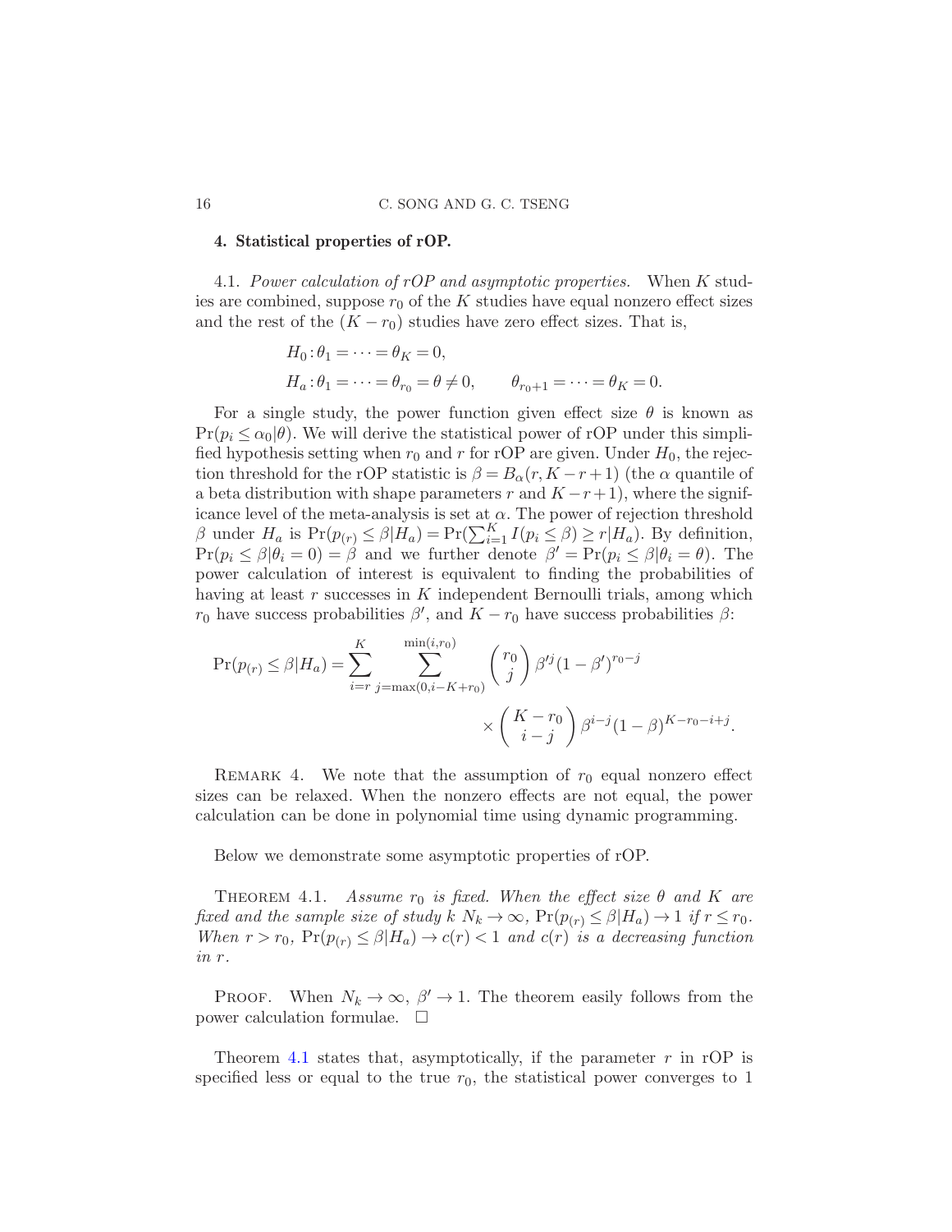## 4. Statistical properties of rOP.

4.1. *Power calculation of rOP and asymptotic properties.* When $K$ studies are combined, suppose $r_0$ of the $K$ studies have equal nonzero effect sizes and the rest of the $(K - r_0)$ studies have zero effect sizes. That is,

$$
\begin{aligned}
&H_0: \theta_1 = \cdots = \theta_K = 0, \\
&H_a: \theta_1 = \cdots = \theta_{r_0} = \theta \neq 0, \qquad \theta_{r_0+1} = \cdots = \theta_K = 0.
\end{aligned}
$$

For a single study, the power function given effect size $\theta$ is known as $\Pr(p_i \leq \alpha_0 | \theta)$. We will derive the statistical power of rOP under this simplified hypothesis setting when $r_0$ and $r$ for rOP are given. Under $H_0$, the rejection threshold for the rOP statistic is $\beta = B_\alpha(r, K - r + 1)$ (the $\alpha$ quantile of a beta distribution with shape parameters $r$ and $K - r + 1$), where the significance level of the meta-analysis is set at $\alpha$. The power of rejection threshold $\beta$ under $H_a$ is $\Pr(p_{(r)} \leq \beta | H_a) = \Pr(\sum_{i=1}^{K} I(p_i \leq \beta) \geq r | H_a)$. By definition, $\Pr(p_i \leq \beta | \theta_i = 0) = \beta$ and we further denote $\beta' = \Pr(p_i \leq \beta | \theta_i = \theta)$. The power calculation of interest is equivalent to finding the probabilities of having at least $r$ successes in $K$ independent Bernoulli trials, among which $r_0$ have success probabilities $\beta'$, and $K - r_0$ have success probabilities $\beta$:

$$
\begin{aligned}
\Pr(p_{(r)} \leq \beta | H_a) = \sum_{i=r}^{K} \sum_{j=\max(0, i-K+r_0)}^{\min(i, r_0)} & \binom{r_0}{j} \beta'^j (1 - \beta')^{r_0 - j} \\
& \times \binom{K - r_0}{i - j} \beta^{i-j} (1 - \beta)^{K - r_0 - i + j}.
\end{aligned}
$$

Remark 4. We note that the assumption of $r_0$ equal nonzero effect sizes can be relaxed. When the nonzero effects are not equal, the power calculation can be done in polynomial time using dynamic programming.

Below we demonstrate some asymptotic properties of rOP.

Theorem 4.1. *Assume $r_0$ is fixed. When the effect size $\theta$ and $K$ are fixed and the sample size of study $k$ $N_k \to \infty$, $\Pr(p_{(r)} \leq \beta | H_a) \to 1$ if $r \leq r_0$. When $r > r_0$, $\Pr(p_{(r)} \leq \beta | H_a) \to c(r) < 1$ and $c(r)$ is a decreasing function in $r$.*

Proof. When $N_k \to \infty$, $\beta' \to 1$. The theorem easily follows from the power calculation formulae. $\square$

Theorem 4.1 states that, asymptotically, if the parameter $r$ in rOP is specified less or equal to the true $r_0$, the statistical power converges to 1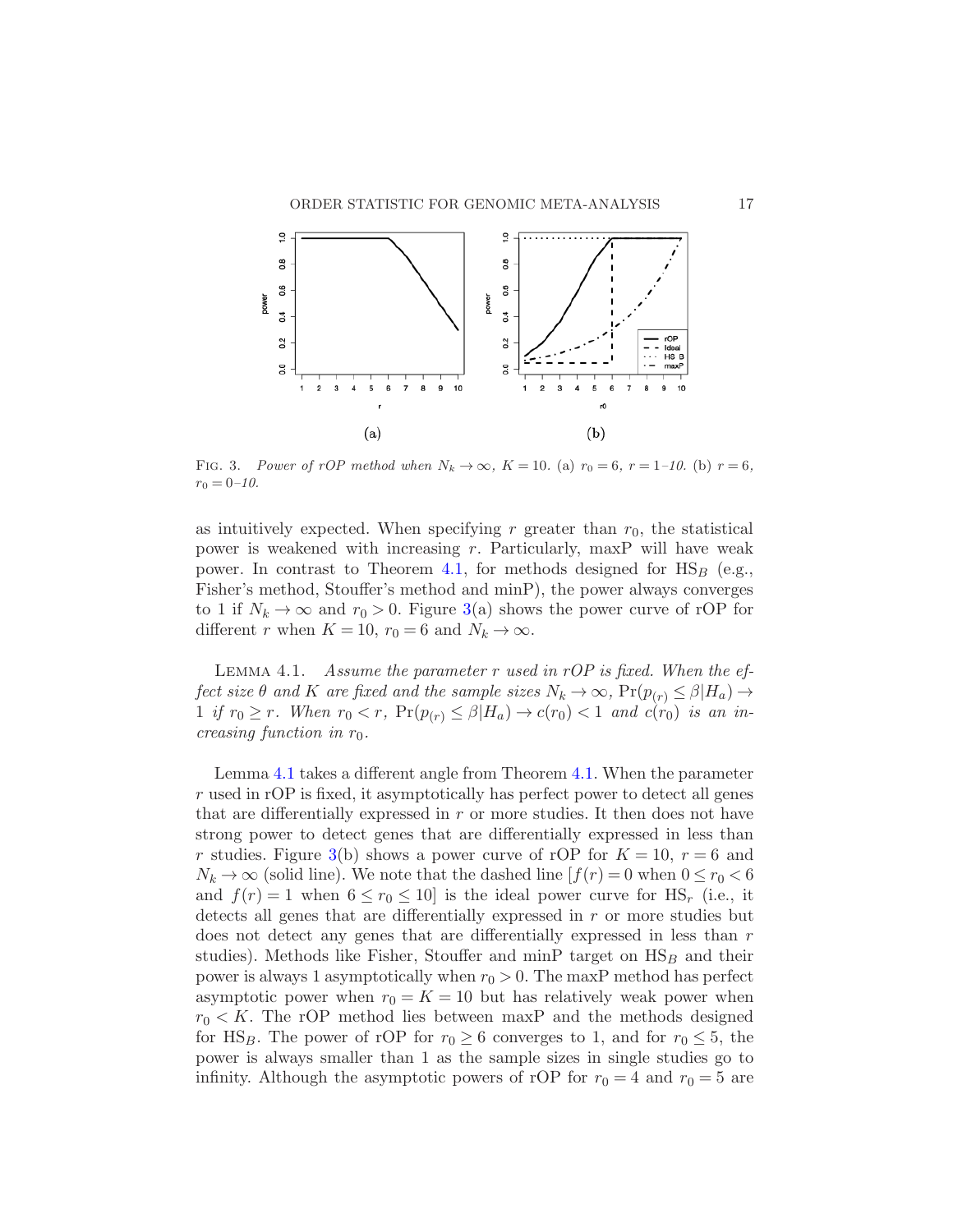FIG. 3. *Power of rOP method when $N_k \to \infty$, $K = 10$. (a) $r_0 = 6$, $r = 1$–$10$. (b) $r = 6$, $r_0 = 0$–$10$.*

as intuitively expected. When specifying $r$ greater than $r_0$, the statistical power is weakened with increasing $r$. Particularly, maxP will have weak power. In contrast to Theorem 4.1, for methods designed for $\mathrm{HS}_B$ (e.g., Fisher's method, Stouffer's method and minP), the power always converges to 1 if $N_k \to \infty$ and $r_0 > 0$. Figure 3(a) shows the power curve of rOP for different $r$ when $K = 10$, $r_0 = 6$ and $N_k \to \infty$.

LEMMA 4.1. *Assume the parameter $r$ used in rOP is fixed. When the effect size $\theta$ and $K$ are fixed and the sample sizes $N_k \to \infty$, $\Pr(p_{(r)} \le \beta | H_a) \to 1$ if $r_0 \ge r$. When $r_0 < r$, $\Pr(p_{(r)} \le \beta | H_a) \to c(r_0) < 1$ and $c(r_0)$ is an increasing function in $r_0$.*

Lemma 4.1 takes a different angle from Theorem 4.1. When the parameter $r$ used in rOP is fixed, it asymptotically has perfect power to detect all genes that are differentially expressed in $r$ or more studies. It then does not have strong power to detect genes that are differentially expressed in less than $r$ studies. Figure 3(b) shows a power curve of rOP for $K = 10$, $r = 6$ and $N_k \to \infty$ (solid line). We note that the dashed line [$f(r) = 0$ when $0 \le r_0 < 6$ and $f(r) = 1$ when $6 \le r_0 \le 10$] is the ideal power curve for $\mathrm{HS}_r$ (i.e., it detects all genes that are differentially expressed in $r$ or more studies but does not detect any genes that are differentially expressed in less than $r$ studies). Methods like Fisher, Stouffer and minP target on $\mathrm{HS}_B$ and their power is always 1 asymptotically when $r_0 > 0$. The maxP method has perfect asymptotic power when $r_0 = K = 10$ but has relatively weak power when $r_0 < K$. The rOP method lies between maxP and the methods designed for $\mathrm{HS}_B$. The power of rOP for $r_0 \ge 6$ converges to 1, and for $r_0 \le 5$, the power is always smaller than 1 as the sample sizes in single studies go to infinity. Although the asymptotic powers of rOP for $r_0 = 4$ and $r_0 = 5$ are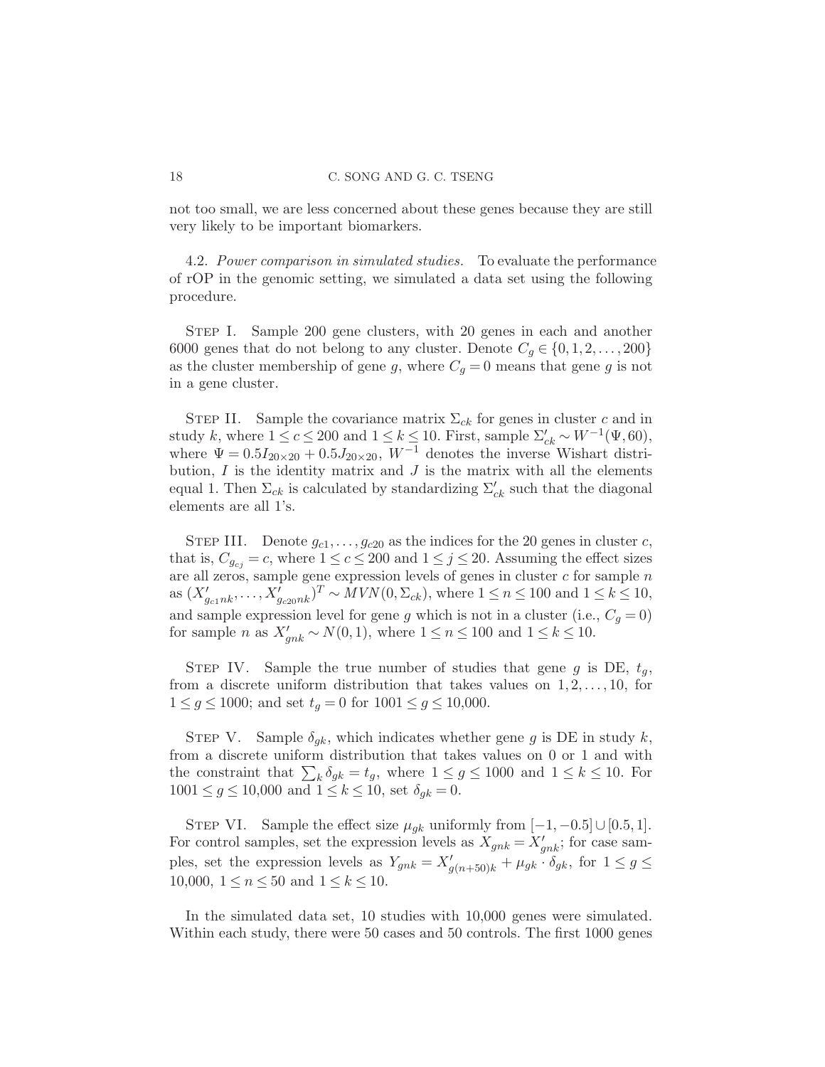not too small, we are less concerned about these genes because they are still very likely to be important biomarkers.

4.2. *Power comparison in simulated studies.* To evaluate the performance of rOP in the genomic setting, we simulated a data set using the following procedure.

Step I. Sample 200 gene clusters, with 20 genes in each and another 6000 genes that do not belong to any cluster. Denote $C_g \in \{0, 1, 2, \ldots, 200\}$ as the cluster membership of gene $g$, where $C_g = 0$ means that gene $g$ is not in a gene cluster.

Step II. Sample the covariance matrix $\Sigma_{ck}$ for genes in cluster $c$ and in study $k$, where $1 \le c \le 200$ and $1 \le k \le 10$. First, sample $\Sigma'_{ck} \sim W^{-1}(\Psi, 60)$, where $\Psi = 0.5 I_{20\times 20} + 0.5 J_{20\times 20}$, $W^{-1}$ denotes the inverse Wishart distribution, $I$ is the identity matrix and $J$ is the matrix with all the elements equal 1. Then $\Sigma_{ck}$ is calculated by standardizing $\Sigma'_{ck}$ such that the diagonal elements are all 1's.

Step III. Denote $g_{c1}, \ldots, g_{c20}$ as the indices for the 20 genes in cluster $c$, that is, $C_{g_{cj}} = c$, where $1 \le c \le 200$ and $1 \le j \le 20$. Assuming the effect sizes are all zeros, sample gene expression levels of genes in cluster $c$ for sample $n$ as $(X'_{g_{c1}nk}, \ldots, X'_{g_{c20}nk})^T \sim MVN(0, \Sigma_{ck})$, where $1 \le n \le 100$ and $1 \le k \le 10$, and sample expression level for gene $g$ which is not in a cluster (i.e., $C_g = 0$) for sample $n$ as $X'_{gnk} \sim N(0, 1)$, where $1 \le n \le 100$ and $1 \le k \le 10$.

Step IV. Sample the true number of studies that gene $g$ is DE, $t_g$, from a discrete uniform distribution that takes values on $1, 2, \ldots, 10$, for $1 \le g \le 1000$; and set $t_g = 0$ for $1001 \le g \le 10{,}000$.

Step V. Sample $\delta_{gk}$, which indicates whether gene $g$ is DE in study $k$, from a discrete uniform distribution that takes values on 0 or 1 and with the constraint that $\sum_k \delta_{gk} = t_g$, where $1 \le g \le 1000$ and $1 \le k \le 10$. For $1001 \le g \le 10{,}000$ and $1 \le k \le 10$, set $\delta_{gk} = 0$.

Step VI. Sample the effect size $\mu_{gk}$ uniformly from $[-1, -0.5] \cup [0.5, 1]$. For control samples, set the expression levels as $X_{gnk} = X'_{gnk}$; for case samples, set the expression levels as $Y_{gnk} = X'_{g(n+50)k} + \mu_{gk} \cdot \delta_{gk}$, for $1 \le g \le 10{,}000$, $1 \le n \le 50$ and $1 \le k \le 10$.

In the simulated data set, 10 studies with 10,000 genes were simulated. Within each study, there were 50 cases and 50 controls. The first 1000 genes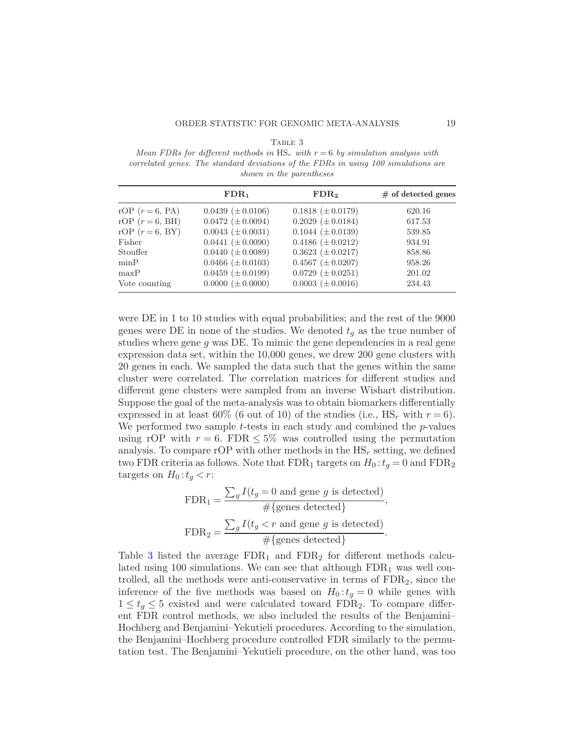Table 3

*Mean FDRs for different methods in $\mathrm{HS}_r$ with $r = 6$ by simulation analysis with correlated genes. The standard deviations of the FDRs in using 100 simulations are shown in the parentheses*

| | $\mathbf{FDR_1}$ | $\mathbf{FDR_2}$ | **# of detected genes** |
|---|---|---|---|
| rOP ($r = 6$, PA) | 0.0439 ($\pm$0.0106) | 0.1818 ($\pm$0.0179) | 620.16 |
| rOP ($r = 6$, BH) | 0.0472 ($\pm$0.0094) | 0.2029 ($\pm$0.0184) | 617.53 |
| rOP ($r = 6$, BY) | 0.0043 ($\pm$0.0031) | 0.1044 ($\pm$0.0139) | 539.85 |
| Fisher | 0.0441 ($\pm$0.0090) | 0.4186 ($\pm$0.0212) | 934.91 |
| Stouffer | 0.0440 ($\pm$0.0089) | 0.3623 ($\pm$0.0217) | 858.86 |
| minP | 0.0466 ($\pm$0.0103) | 0.4567 ($\pm$0.0207) | 958.26 |
| maxP | 0.0459 ($\pm$0.0199) | 0.0729 ($\pm$0.0251) | 201.02 |
| Vote counting | 0.0000 ($\pm$0.0000) | 0.0003 ($\pm$0.0016) | 234.43 |

were DE in 1 to 10 studies with equal probabilities; and the rest of the 9000 genes were DE in none of the studies. We denoted $t_g$ as the true number of studies where gene $g$ was DE. To mimic the gene dependencies in a real gene expression data set, within the 10,000 genes, we drew 200 gene clusters with 20 genes in each. We sampled the data such that the genes within the same cluster were correlated. The correlation matrices for different studies and different gene clusters were sampled from an inverse Wishart distribution. Suppose the goal of the meta-analysis was to obtain biomarkers differentially expressed in at least 60% (6 out of 10) of the studies (i.e., $\mathrm{HS}_r$ with $r = 6$). We performed two sample $t$-tests in each study and combined the $p$-values using rOP with $r = 6$. FDR $\le 5\%$ was controlled using the permutation analysis. To compare rOP with other methods in the $\mathrm{HS}_r$ setting, we defined two FDR criteria as follows. Note that $\mathrm{FDR}_1$ targets on $H_0 : t_g = 0$ and $\mathrm{FDR}_2$ targets on $H_0 : t_g < r$:

$$\mathrm{FDR}_1 = \frac{\sum_g I(t_g = 0 \text{ and gene } g \text{ is detected})}{\#\{\text{genes detected}\}},$$

$$\mathrm{FDR}_2 = \frac{\sum_g I(t_g < r \text{ and gene } g \text{ is detected})}{\#\{\text{genes detected}\}}.$$

Table 3 listed the average $\mathrm{FDR}_1$ and $\mathrm{FDR}_2$ for different methods calculated using 100 simulations. We can see that although $\mathrm{FDR}_1$ was well controlled, all the methods were anti-conservative in terms of $\mathrm{FDR}_2$, since the inference of the five methods was based on $H_0 : t_g = 0$ while genes with $1 \le t_g \le 5$ existed and were calculated toward $\mathrm{FDR}_2$. To compare different FDR control methods, we also included the results of the Benjamini–Hochberg and Benjamini–Yekutieli procedures. According to the simulation, the Benjamini–Hochberg procedure controlled FDR similarly to the permutation test. The Benjamini–Yekutieli procedure, on the other hand, was too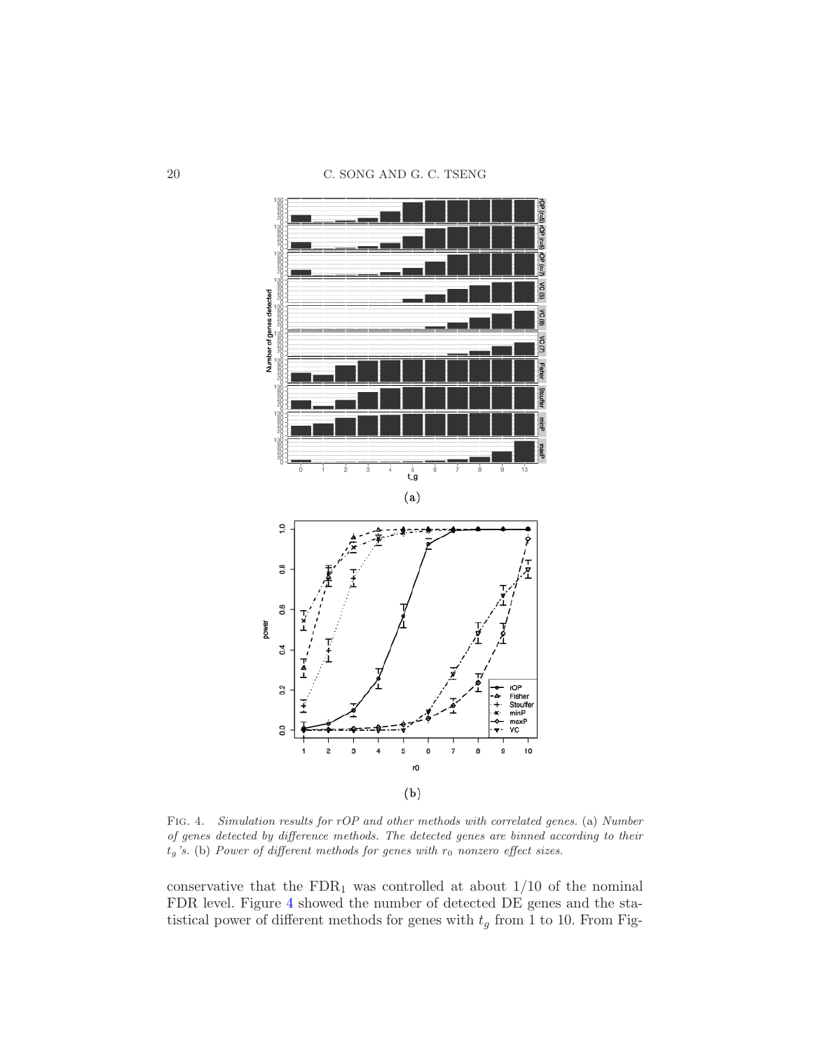(a)

(b)

Fig. 4. *Simulation results for rOP and other methods with correlated genes.* (a) *Number of genes detected by difference methods. The detected genes are binned according to their* $t_g$*'s.* (b) *Power of different methods for genes with* $r_0$ *nonzero effect sizes.*

conservative that the $\mathrm{FDR}_1$ was controlled at about 1/10 of the nominal FDR level. Figure 4 showed the number of detected DE genes and the statistical power of different methods for genes with $t_g$ from 1 to 10. From Fig-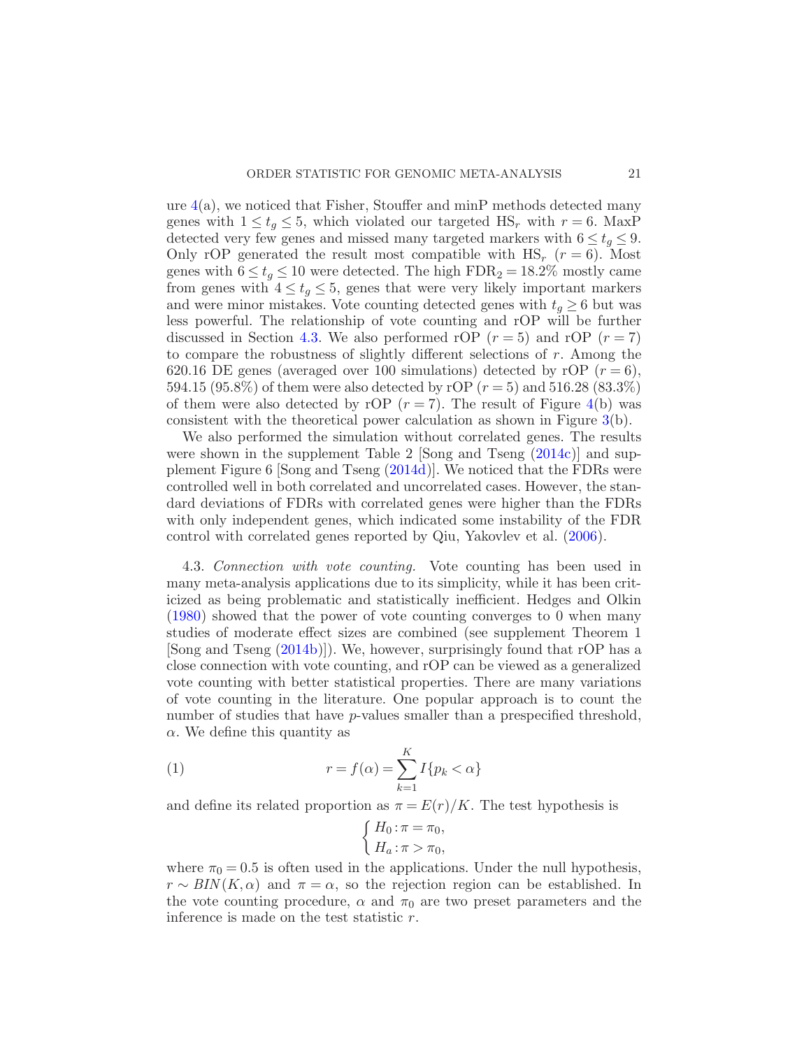ure 4(a), we noticed that Fisher, Stouffer and minP methods detected many genes with $1 \le t_g \le 5$, which violated our targeted $\mathrm{HS}_r$ with $r = 6$. MaxP detected very few genes and missed many targeted markers with $6 \le t_g \le 9$. Only rOP generated the result most compatible with $\mathrm{HS}_r$ $(r = 6)$. Most genes with $6 \le t_g \le 10$ were detected. The high $\mathrm{FDR}_2 = 18.2\%$ mostly came from genes with $4 \le t_g \le 5$, genes that were very likely important markers and were minor mistakes. Vote counting detected genes with $t_g \ge 6$ but was less powerful. The relationship of vote counting and rOP will be further discussed in Section 4.3. We also performed rOP $(r = 5)$ and rOP $(r = 7)$ to compare the robustness of slightly different selections of $r$. Among the 620.16 DE genes (averaged over 100 simulations) detected by rOP $(r = 6)$, 594.15 (95.8%) of them were also detected by rOP $(r = 5)$ and 516.28 (83.3%) of them were also detected by rOP $(r = 7)$. The result of Figure 4(b) was consistent with the theoretical power calculation as shown in Figure 3(b).

We also performed the simulation without correlated genes. The results were shown in the supplement Table 2 [Song and Tseng (2014c)] and supplement Figure 6 [Song and Tseng (2014d)]. We noticed that the FDRs were controlled well in both correlated and uncorrelated cases. However, the standard deviations of FDRs with correlated genes were higher than the FDRs with only independent genes, which indicated some instability of the FDR control with correlated genes reported by Qiu, Yakovlev et al. (2006).

4.3. *Connection with vote counting.* Vote counting has been used in many meta-analysis applications due to its simplicity, while it has been criticized as being problematic and statistically inefficient. Hedges and Olkin (1980) showed that the power of vote counting converges to 0 when many studies of moderate effect sizes are combined (see supplement Theorem 1 [Song and Tseng (2014b)]). We, however, surprisingly found that rOP has a close connection with vote counting, and rOP can be viewed as a generalized vote counting with better statistical properties. There are many variations of vote counting in the literature. One popular approach is to count the number of studies that have $p$-values smaller than a prespecified threshold, $\alpha$. We define this quantity as

$$r = f(\alpha) = \sum_{k=1}^{K} I\{p_k < \alpha\} \tag{1}$$

and define its related proportion as $\pi = E(r)/K$. The test hypothesis is

$$\begin{cases} H_0 : \pi = \pi_0, \\ H_a : \pi > \pi_0, \end{cases}$$

where $\pi_0 = 0.5$ is often used in the applications. Under the null hypothesis, $r \sim BIN(K, \alpha)$ and $\pi = \alpha$, so the rejection region can be established. In the vote counting procedure, $\alpha$ and $\pi_0$ are two preset parameters and the inference is made on the test statistic $r$.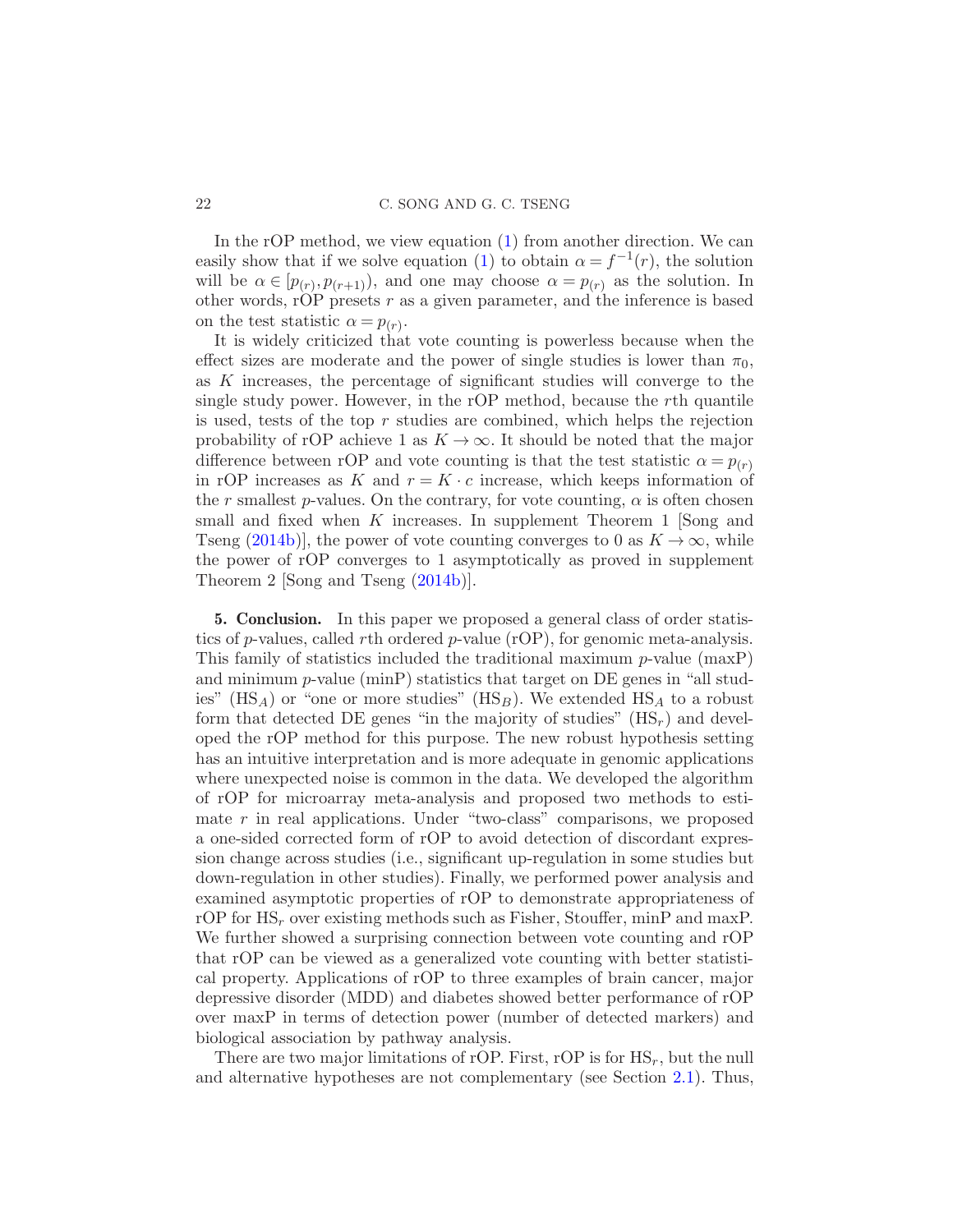In the rOP method, we view equation (1) from another direction. We can easily show that if we solve equation (1) to obtain $\alpha = f^{-1}(r)$, the solution will be $\alpha \in [p_{(r)}, p_{(r+1)})$, and one may choose $\alpha = p_{(r)}$ as the solution. In other words, rOP presets $r$ as a given parameter, and the inference is based on the test statistic $\alpha = p_{(r)}$.

It is widely criticized that vote counting is powerless because when the effect sizes are moderate and the power of single studies is lower than $\pi_0$, as $K$ increases, the percentage of significant studies will converge to the single study power. However, in the rOP method, because the $r$th quantile is used, tests of the top $r$ studies are combined, which helps the rejection probability of rOP achieve 1 as $K \to \infty$. It should be noted that the major difference between rOP and vote counting is that the test statistic $\alpha = p_{(r)}$ in rOP increases as $K$ and $r = K \cdot c$ increase, which keeps information of the $r$ smallest $p$-values. On the contrary, for vote counting, $\alpha$ is often chosen small and fixed when $K$ increases. In supplement Theorem 1 [Song and Tseng (2014b)], the power of vote counting converges to 0 as $K \to \infty$, while the power of rOP converges to 1 asymptotically as proved in supplement Theorem 2 [Song and Tseng (2014b)].

## 5. Conclusion.

In this paper we proposed a general class of order statistics of $p$-values, called $r$th ordered $p$-value (rOP), for genomic meta-analysis. This family of statistics included the traditional maximum $p$-value (maxP) and minimum $p$-value (minP) statistics that target on DE genes in "all studies" ($\text{HS}_A$) or "one or more studies" ($\text{HS}_B$). We extended $\text{HS}_A$ to a robust form that detected DE genes "in the majority of studies" ($\text{HS}_r$) and developed the rOP method for this purpose. The new robust hypothesis setting has an intuitive interpretation and is more adequate in genomic applications where unexpected noise is common in the data. We developed the algorithm of rOP for microarray meta-analysis and proposed two methods to estimate $r$ in real applications. Under "two-class" comparisons, we proposed a one-sided corrected form of rOP to avoid detection of discordant expression change across studies (i.e., significant up-regulation in some studies but down-regulation in other studies). Finally, we performed power analysis and examined asymptotic properties of rOP to demonstrate appropriateness of rOP for $\text{HS}_r$ over existing methods such as Fisher, Stouffer, minP and maxP. We further showed a surprising connection between vote counting and rOP that rOP can be viewed as a generalized vote counting with better statistical property. Applications of rOP to three examples of brain cancer, major depressive disorder (MDD) and diabetes showed better performance of rOP over maxP in terms of detection power (number of detected markers) and biological association by pathway analysis.

There are two major limitations of rOP. First, rOP is for $\text{HS}_r$, but the null and alternative hypotheses are not complementary (see Section 2.1). Thus,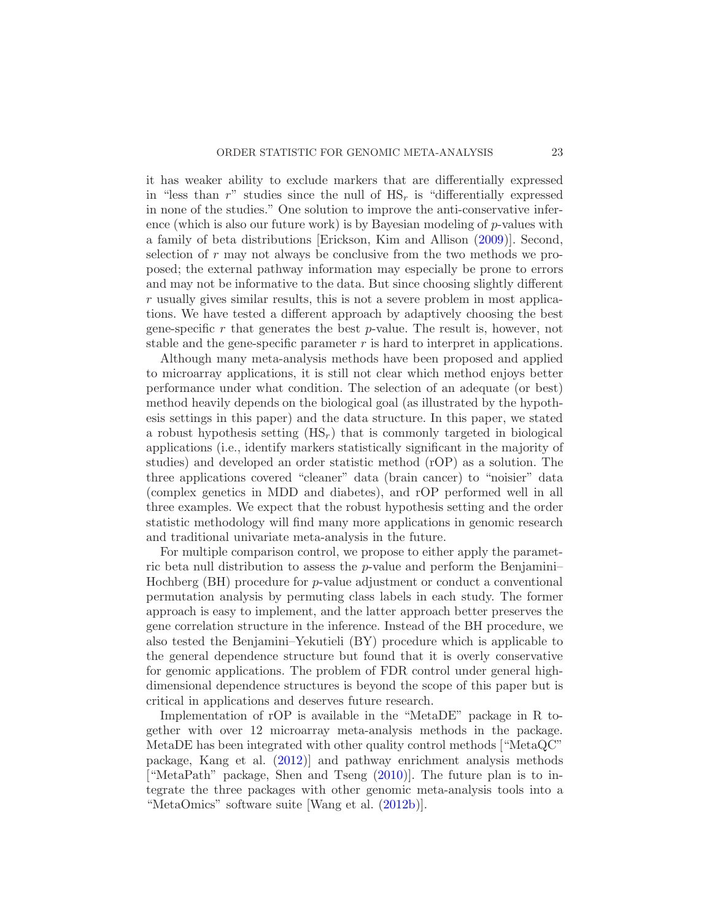it has weaker ability to exclude markers that are differentially expressed in "less than $r$" studies since the null of $\mathrm{HS}_r$ is "differentially expressed in none of the studies." One solution to improve the anti-conservative inference (which is also our future work) is by Bayesian modeling of $p$-values with a family of beta distributions [Erickson, Kim and Allison (2009)]. Second, selection of $r$ may not always be conclusive from the two methods we proposed; the external pathway information may especially be prone to errors and may not be informative to the data. But since choosing slightly different $r$ usually gives similar results, this is not a severe problem in most applications. We have tested a different approach by adaptively choosing the best gene-specific $r$ that generates the best $p$-value. The result is, however, not stable and the gene-specific parameter $r$ is hard to interpret in applications.

Although many meta-analysis methods have been proposed and applied to microarray applications, it is still not clear which method enjoys better performance under what condition. The selection of an adequate (or best) method heavily depends on the biological goal (as illustrated by the hypothesis settings in this paper) and the data structure. In this paper, we stated a robust hypothesis setting ($\mathrm{HS}_r$) that is commonly targeted in biological applications (i.e., identify markers statistically significant in the majority of studies) and developed an order statistic method (rOP) as a solution. The three applications covered "cleaner" data (brain cancer) to "noisier" data (complex genetics in MDD and diabetes), and rOP performed well in all three examples. We expect that the robust hypothesis setting and the order statistic methodology will find many more applications in genomic research and traditional univariate meta-analysis in the future.

For multiple comparison control, we propose to either apply the parametric beta null distribution to assess the $p$-value and perform the Benjamini–Hochberg (BH) procedure for $p$-value adjustment or conduct a conventional permutation analysis by permuting class labels in each study. The former approach is easy to implement, and the latter approach better preserves the gene correlation structure in the inference. Instead of the BH procedure, we also tested the Benjamini–Yekutieli (BY) procedure which is applicable to the general dependence structure but found that it is overly conservative for genomic applications. The problem of FDR control under general high-dimensional dependence structures is beyond the scope of this paper but is critical in applications and deserves future research.

Implementation of rOP is available in the "MetaDE" package in R together with over 12 microarray meta-analysis methods in the package. MetaDE has been integrated with other quality control methods ["MetaQC" package, Kang et al. (2012)] and pathway enrichment analysis methods ["MetaPath" package, Shen and Tseng (2010)]. The future plan is to integrate the three packages with other genomic meta-analysis tools into a "MetaOmics" software suite [Wang et al. (2012b)].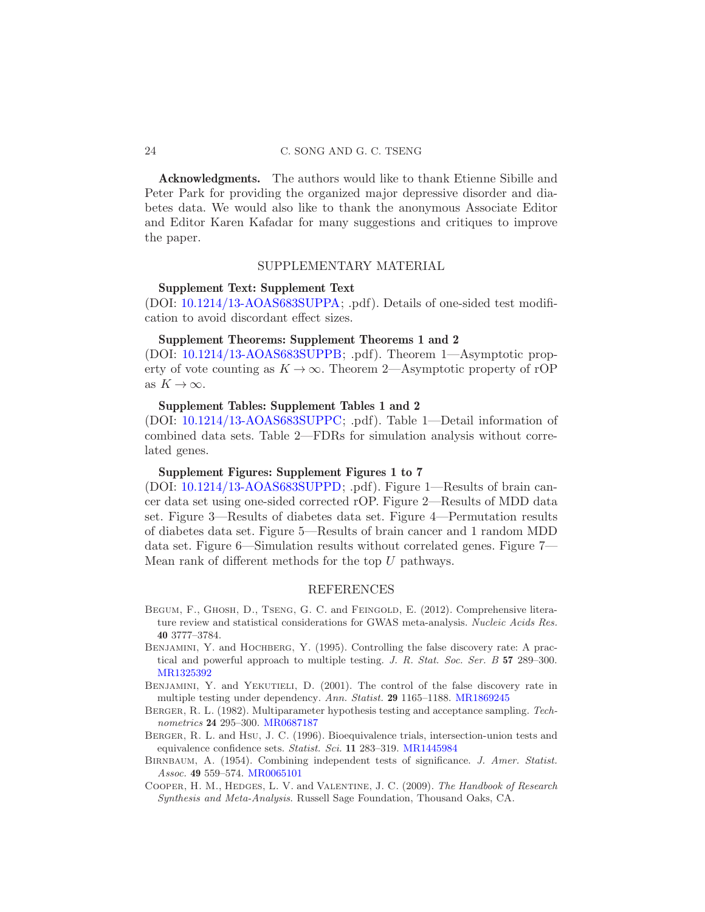**Acknowledgments.** The authors would like to thank Etienne Sibille and Peter Park for providing the organized major depressive disorder and diabetes data. We would also like to thank the anonymous Associate Editor and Editor Karen Kafadar for many suggestions and critiques to improve the paper.

## SUPPLEMENTARY MATERIAL

**Supplement Text: Supplement Text**
(DOI: 10.1214/13-AOAS683SUPPA; .pdf). Details of one-sided test modification to avoid discordant effect sizes.

**Supplement Theorems: Supplement Theorems 1 and 2**
(DOI: 10.1214/13-AOAS683SUPPB; .pdf). Theorem 1—Asymptotic property of vote counting as $K \to \infty$. Theorem 2—Asymptotic property of rOP as $K \to \infty$.

**Supplement Tables: Supplement Tables 1 and 2**
(DOI: 10.1214/13-AOAS683SUPPC; .pdf). Table 1—Detail information of combined data sets. Table 2—FDRs for simulation analysis without correlated genes.

**Supplement Figures: Supplement Figures 1 to 7**
(DOI: 10.1214/13-AOAS683SUPPD; .pdf). Figure 1—Results of brain cancer data set using one-sided corrected rOP. Figure 2—Results of MDD data set. Figure 3—Results of diabetes data set. Figure 4—Permutation results of diabetes data set. Figure 5—Results of brain cancer and 1 random MDD data set. Figure 6—Simulation results without correlated genes. Figure 7—Mean rank of different methods for the top $U$ pathways.

## REFERENCES

Begum, F., Ghosh, D., Tseng, G. C. and Feingold, E. (2012). Comprehensive literature review and statistical considerations for GWAS meta-analysis. *Nucleic Acids Res.* **40** 3777–3784.

Benjamini, Y. and Hochberg, Y. (1995). Controlling the false discovery rate: A practical and powerful approach to multiple testing. *J. R. Stat. Soc. Ser. B* **57** 289–300. MR1325392

Benjamini, Y. and Yekutieli, D. (2001). The control of the false discovery rate in multiple testing under dependency. *Ann. Statist.* **29** 1165–1188. MR1869245

Berger, R. L. (1982). Multiparameter hypothesis testing and acceptance sampling. *Technometrics* **24** 295–300. MR0687187

Berger, R. L. and Hsu, J. C. (1996). Bioequivalence trials, intersection-union tests and equivalence confidence sets. *Statist. Sci.* **11** 283–319. MR1445984

Birnbaum, A. (1954). Combining independent tests of significance. *J. Amer. Statist. Assoc.* **49** 559–574. MR0065101

Cooper, H. M., Hedges, L. V. and Valentine, J. C. (2009). *The Handbook of Research Synthesis and Meta-Analysis*. Russell Sage Foundation, Thousand Oaks, CA.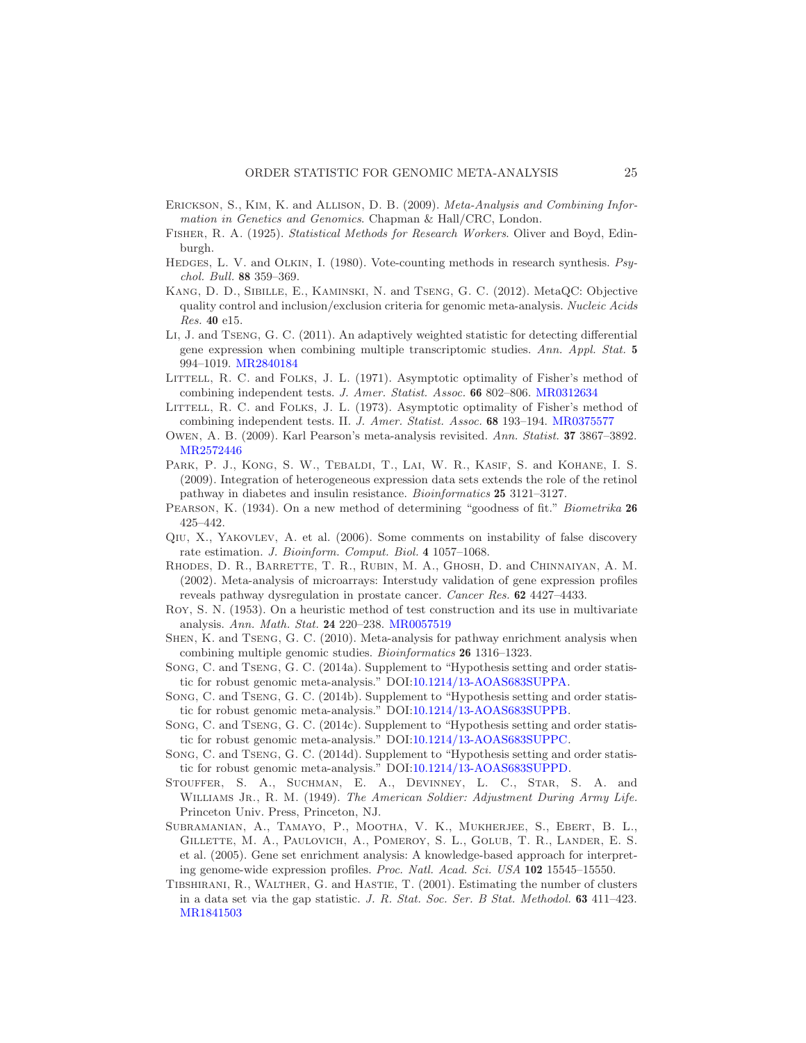Erickson, S., Kim, K. and Allison, D. B. (2009). *Meta-Analysis and Combining Information in Genetics and Genomics*. Chapman & Hall/CRC, London.

Fisher, R. A. (1925). *Statistical Methods for Research Workers*. Oliver and Boyd, Edinburgh.

Hedges, L. V. and Olkin, I. (1980). Vote-counting methods in research synthesis. *Psychol. Bull.* **88** 359–369.

Kang, D. D., Sibille, E., Kaminski, N. and Tseng, G. C. (2012). MetaQC: Objective quality control and inclusion/exclusion criteria for genomic meta-analysis. *Nucleic Acids Res.* **40** e15.

Li, J. and Tseng, G. C. (2011). An adaptively weighted statistic for detecting differential gene expression when combining multiple transcriptomic studies. *Ann. Appl. Stat.* **5** 994–1019. MR2840184

Littell, R. C. and Folks, J. L. (1971). Asymptotic optimality of Fisher's method of combining independent tests. *J. Amer. Statist. Assoc.* **66** 802–806. MR0312634

Littell, R. C. and Folks, J. L. (1973). Asymptotic optimality of Fisher's method of combining independent tests. II. *J. Amer. Statist. Assoc.* **68** 193–194. MR0375577

Owen, A. B. (2009). Karl Pearson's meta-analysis revisited. *Ann. Statist.* **37** 3867–3892. MR2572446

Park, P. J., Kong, S. W., Tebaldi, T., Lai, W. R., Kasif, S. and Kohane, I. S. (2009). Integration of heterogeneous expression data sets extends the role of the retinol pathway in diabetes and insulin resistance. *Bioinformatics* **25** 3121–3127.

Pearson, K. (1934). On a new method of determining "goodness of fit." *Biometrika* **26** 425–442.

Qiu, X., Yakovlev, A. et al. (2006). Some comments on instability of false discovery rate estimation. *J. Bioinform. Comput. Biol.* **4** 1057–1068.

Rhodes, D. R., Barrette, T. R., Rubin, M. A., Ghosh, D. and Chinnaiyan, A. M. (2002). Meta-analysis of microarrays: Interstudy validation of gene expression profiles reveals pathway dysregulation in prostate cancer. *Cancer Res.* **62** 4427–4433.

Roy, S. N. (1953). On a heuristic method of test construction and its use in multivariate analysis. *Ann. Math. Stat.* **24** 220–238. MR0057519

Shen, K. and Tseng, G. C. (2010). Meta-analysis for pathway enrichment analysis when combining multiple genomic studies. *Bioinformatics* **26** 1316–1323.

Song, C. and Tseng, G. C. (2014a). Supplement to "Hypothesis setting and order statistic for robust genomic meta-analysis." DOI:10.1214/13-AOAS683SUPPA.

Song, C. and Tseng, G. C. (2014b). Supplement to "Hypothesis setting and order statistic for robust genomic meta-analysis." DOI:10.1214/13-AOAS683SUPPB.

Song, C. and Tseng, G. C. (2014c). Supplement to "Hypothesis setting and order statistic for robust genomic meta-analysis." DOI:10.1214/13-AOAS683SUPPC.

Song, C. and Tseng, G. C. (2014d). Supplement to "Hypothesis setting and order statistic for robust genomic meta-analysis." DOI:10.1214/13-AOAS683SUPPD.

Stouffer, S. A., Suchman, E. A., Devinney, L. C., Star, S. A. and Williams Jr., R. M. (1949). *The American Soldier: Adjustment During Army Life*. Princeton Univ. Press, Princeton, NJ.

Subramanian, A., Tamayo, P., Mootha, V. K., Mukherjee, S., Ebert, B. L., Gillette, M. A., Paulovich, A., Pomeroy, S. L., Golub, T. R., Lander, E. S. et al. (2005). Gene set enrichment analysis: A knowledge-based approach for interpreting genome-wide expression profiles. *Proc. Natl. Acad. Sci. USA* **102** 15545–15550.

Tibshirani, R., Walther, G. and Hastie, T. (2001). Estimating the number of clusters in a data set via the gap statistic. *J. R. Stat. Soc. Ser. B Stat. Methodol.* **63** 411–423. MR1841503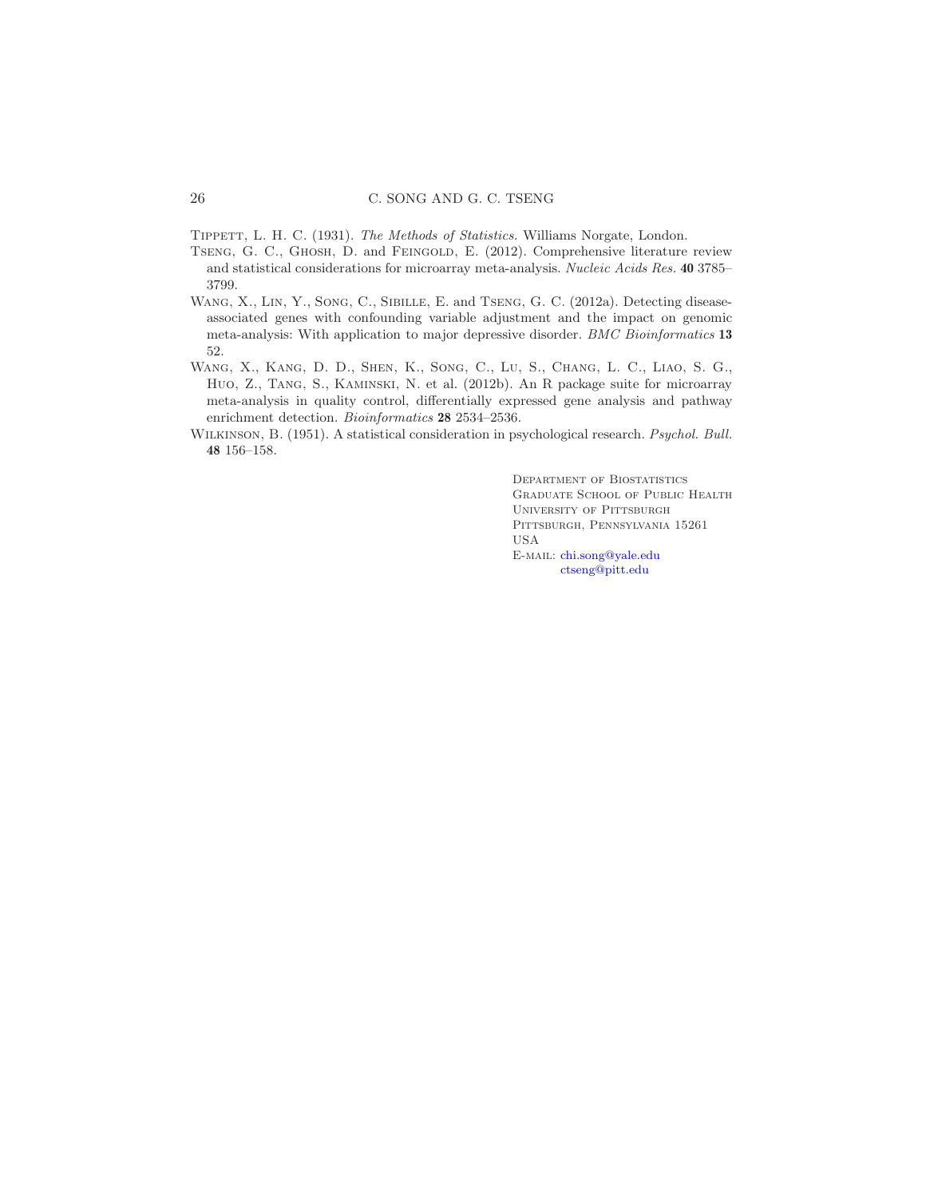Tippett, L. H. C. (1931). *The Methods of Statistics*. Williams Norgate, London.

Tseng, G. C., Ghosh, D. and Feingold, E. (2012). Comprehensive literature review and statistical considerations for microarray meta-analysis. *Nucleic Acids Res.* **40** 3785–3799.

Wang, X., Lin, Y., Song, C., Sibille, E. and Tseng, G. C. (2012a). Detecting disease-associated genes with confounding variable adjustment and the impact on genomic meta-analysis: With application to major depressive disorder. *BMC Bioinformatics* **13** 52.

Wang, X., Kang, D. D., Shen, K., Song, C., Lu, S., Chang, L. C., Liao, S. G., Huo, Z., Tang, S., Kaminski, N. et al. (2012b). An R package suite for microarray meta-analysis in quality control, differentially expressed gene analysis and pathway enrichment detection. *Bioinformatics* **28** 2534–2536.

Wilkinson, B. (1951). A statistical consideration in psychological research. *Psychol. Bull.* **48** 156–158.

Department of Biostatistics
Graduate School of Public Health
University of Pittsburgh
Pittsburgh, Pennsylvania 15261
USA
E-mail: chi.song@yale.edu
ctseng@pitt.edu